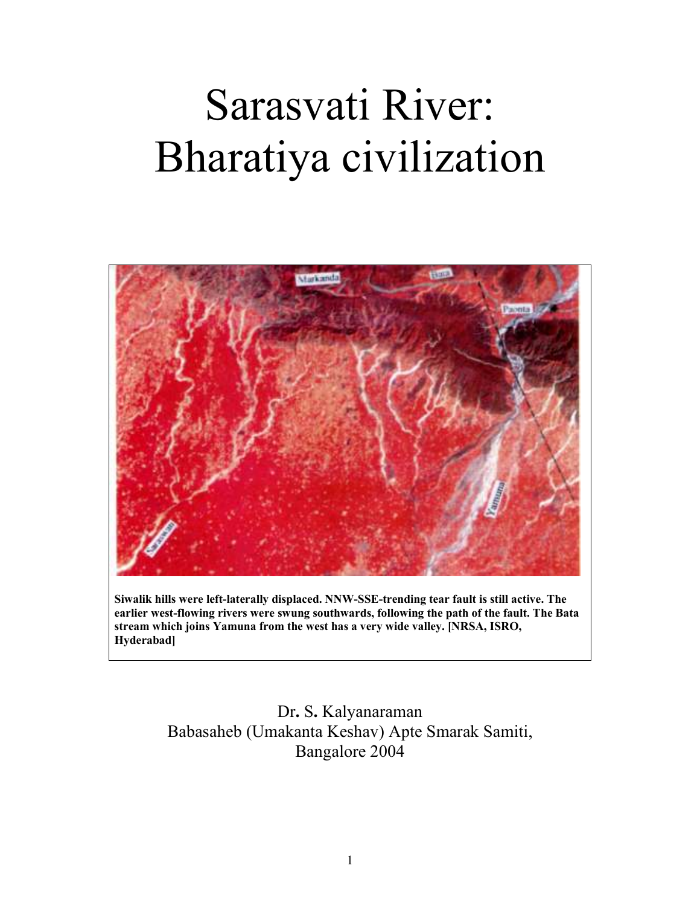# Sarasvati River: Bharatiya civilization

**Siwalik hills were left-laterally displaced. NNW-SSE-trending tear fault is still active. The earlier west-flowing rivers were swung southwards, following the path of the fault. The Bata stream which joins Yamuna from the west has a very wide valley. [NRSA, ISRO, Hyderabad]**

Dr. S. Kalyanaraman
Babasaheb (Umakanta Keshav) Apte Smarak Samiti,
Bangalore 2004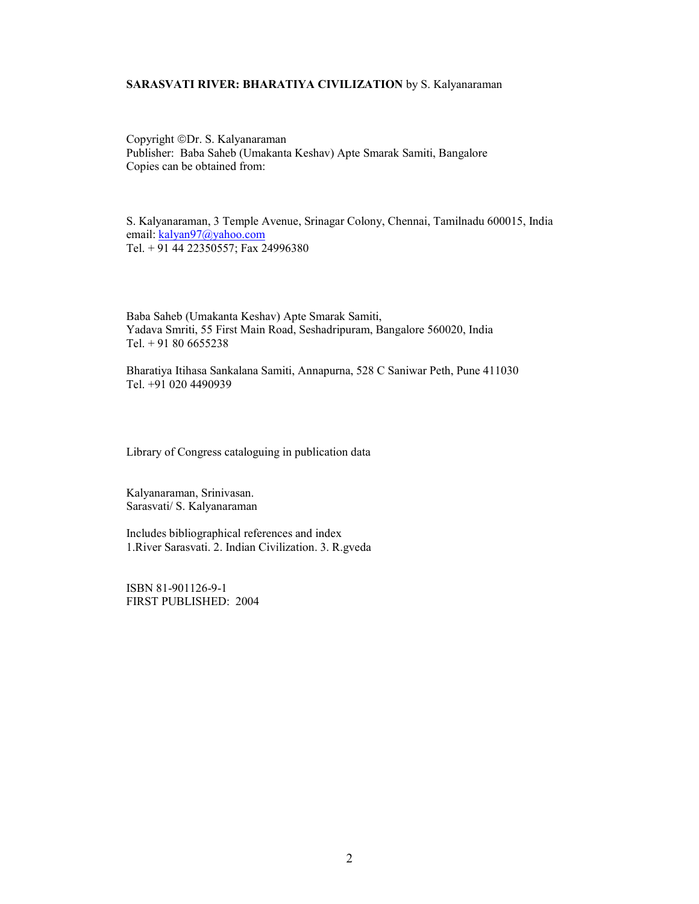**SARASVATI RIVER: BHARATIYA CIVILIZATION** by S. Kalyanaraman

Copyright ©Dr. S. Kalyanaraman
Publisher: Baba Saheb (Umakanta Keshav) Apte Smarak Samiti, Bangalore
Copies can be obtained from:

S. Kalyanaraman, 3 Temple Avenue, Srinagar Colony, Chennai, Tamilnadu 600015, India
email: kalyan97@yahoo.com
Tel. + 91 44 22350557; Fax 24996380

Baba Saheb (Umakanta Keshav) Apte Smarak Samiti,
Yadava Smriti, 55 First Main Road, Seshadripuram, Bangalore 560020, India
Tel. + 91 80 6655238

Bharatiya Itihasa Sankalana Samiti, Annapurna, 528 C Saniwar Peth, Pune 411030
Tel. +91 020 4490939

Library of Congress cataloguing in publication data

Kalyanaraman, Srinivasan.
Sarasvati/ S. Kalyanaraman

Includes bibliographical references and index
1.River Sarasvati. 2. Indian Civilization. 3. R.gveda

ISBN 81-901126-9-1
FIRST PUBLISHED: 2004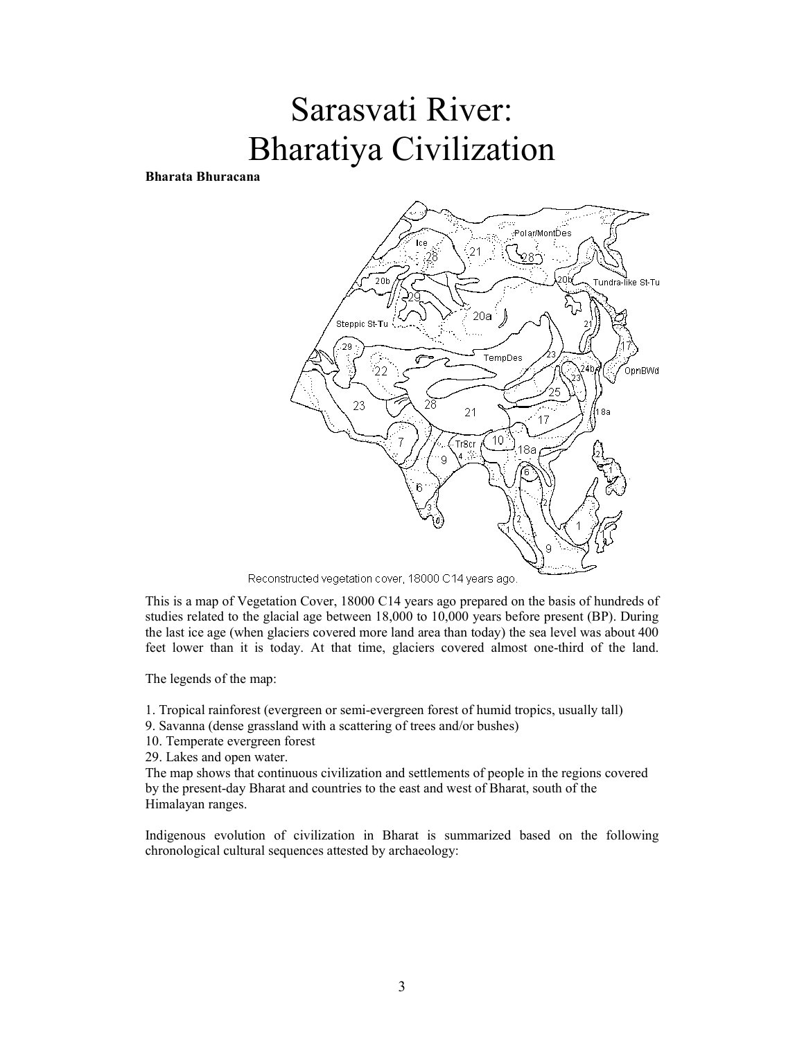# Sarasvati River: Bharatiya Civilization

**Bharata Bhuracana**

Reconstructed vegetation cover, 18000 C14 years ago.

This is a map of Vegetation Cover, 18000 C14 years ago prepared on the basis of hundreds of studies related to the glacial age between 18,000 to 10,000 years before present (BP). During the last ice age (when glaciers covered more land area than today) the sea level was about 400 feet lower than it is today. At that time, glaciers covered almost one-third of the land.

The legends of the map:

1. Tropical rainforest (evergreen or semi-evergreen forest of humid tropics, usually tall)
9. Savanna (dense grassland with a scattering of trees and/or bushes)
10. Temperate evergreen forest
29. Lakes and open water.

The map shows that continuous civilization and settlements of people in the regions covered by the present-day Bharat and countries to the east and west of Bharat, south of the Himalayan ranges.

Indigenous evolution of civilization in Bharat is summarized based on the following chronological cultural sequences attested by archaeology: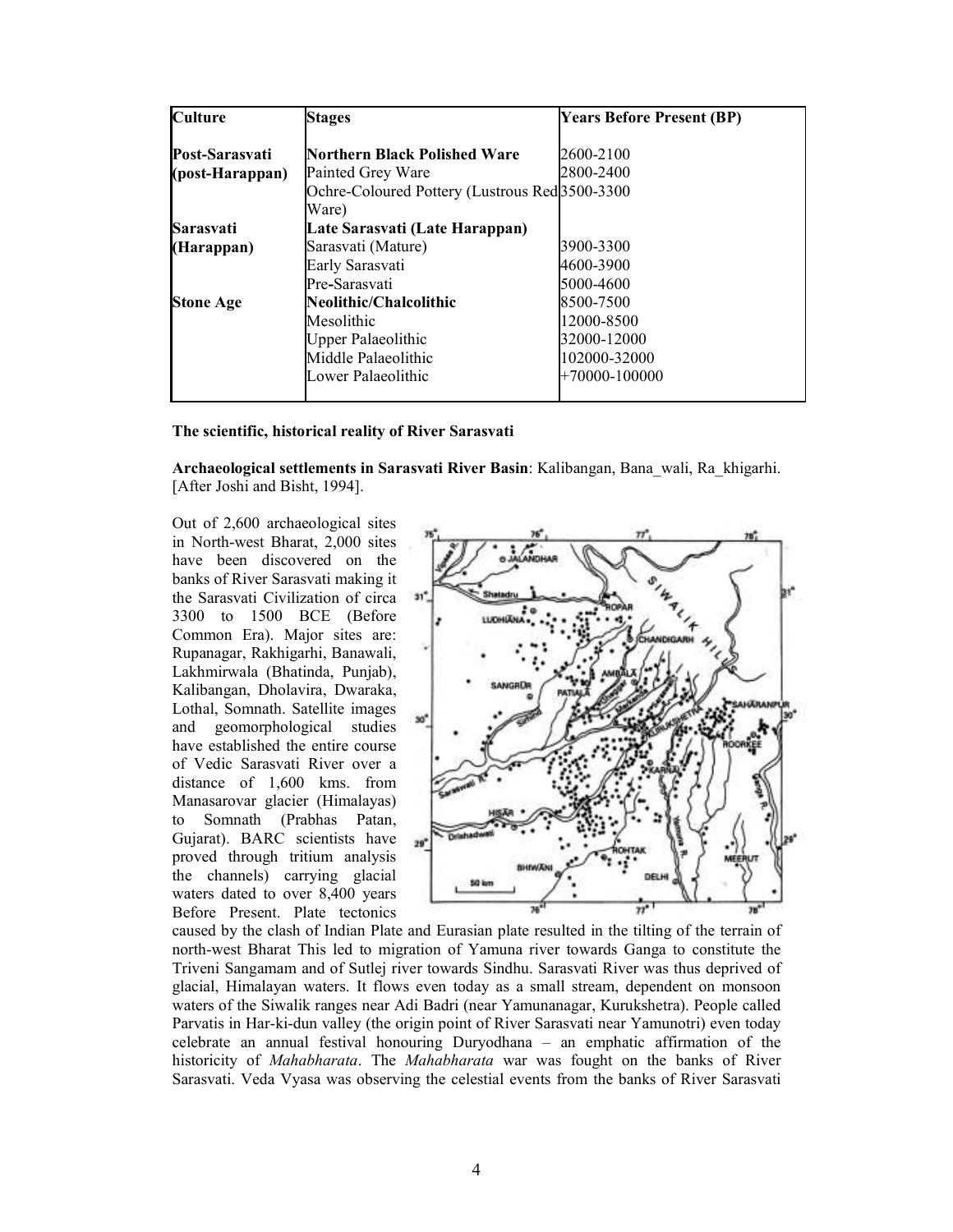| Culture | Stages | Years Before Present (BP) |
|---|---|---|
| **Post-Sarasvati (post-Harappan)** | **Northern Black Polished Ware** | 2600-2100 |
| | Painted Grey Ware | 2800-2400 |
| | Ochre-Coloured Pottery (Lustrous Red Ware) | 3500-3300 |
| **Sarasvati (Harappan)** | **Late Sarasvati (Late Harappan)** | |
| | Sarasvati (Mature) | 3900-3300 |
| | Early Sarasvati | 4600-3900 |
| | Pre-Sarasvati | 5000-4600 |
| **Stone Age** | **Neolithic/Chalcolithic** | 8500-7500 |
| | Mesolithic | 12000-8500 |
| | Upper Palaeolithic | 32000-12000 |
| | Middle Palaeolithic | 102000-32000 |
| | Lower Palaeolithic | +70000-100000 |

**The scientific, historical reality of River Sarasvati**

**Archaeological settlements in Sarasvati River Basin**: Kalibangan, Bana_wali, Ra_khigarhi. [After Joshi and Bisht, 1994].

Out of 2,600 archaeological sites in North-west Bharat, 2,000 sites have been discovered on the banks of River Sarasvati making it the Sarasvati Civilization of circa 3300 to 1500 BCE (Before Common Era). Major sites are: Rupanagar, Rakhigarhi, Banawali, Lakhmirwala (Bhatinda, Punjab), Kalibangan, Dholavira, Dwaraka, Lothal, Somnath. Satellite images and geomorphological studies have established the entire course of Vedic Sarasvati River over a distance of 1,600 kms. from Manasarovar glacier (Himalayas) to Somnath (Prabhas Patan, Gujarat). BARC scientists have proved through tritium analysis the channels) carrying glacial waters dated to over 8,400 years Before Present. Plate tectonics caused by the clash of Indian Plate and Eurasian plate resulted in the tilting of the terrain of north-west Bharat This led to migration of Yamuna river towards Ganga to constitute the Triveni Sangamam and of Sutlej river towards Sindhu. Sarasvati River was thus deprived of glacial, Himalayan waters. It flows even today as a small stream, dependent on monsoon waters of the Siwalik ranges near Adi Badri (near Yamunanagar, Kurukshetra). People called Parvatis in Har-ki-dun valley (the origin point of River Sarasvati near Yamunotri) even today celebrate an annual festival honouring Duryodhana – an emphatic affirmation of the historicity of *Mahabharata*. The *Mahabharata* war was fought on the banks of River Sarasvati. Veda Vyasa was observing the celestial events from the banks of River Sarasvati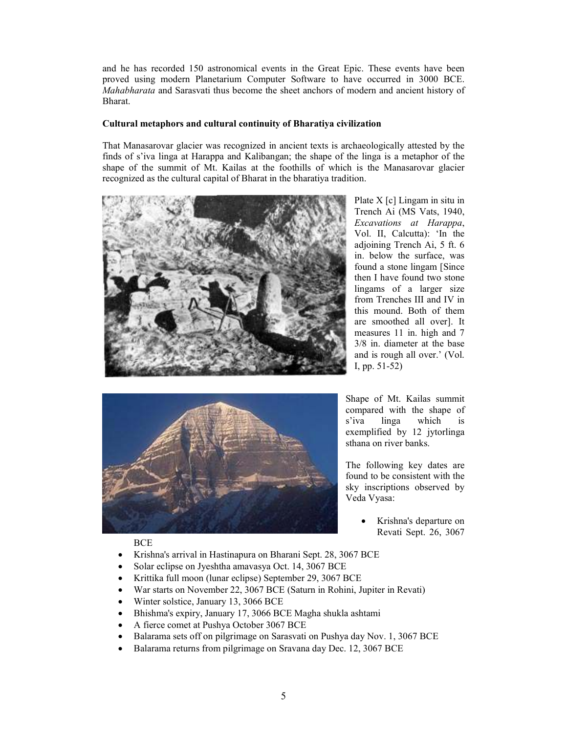and he has recorded 150 astronomical events in the Great Epic. These events have been proved using modern Planetarium Computer Software to have occurred in 3000 BCE. *Mahabharata* and Sarasvati thus become the sheet anchors of modern and ancient history of Bharat.

**Cultural metaphors and cultural continuity of Bharatiya civilization**

That Manasarovar glacier was recognized in ancient texts is archaeologically attested by the finds of s'iva linga at Harappa and Kalibangan; the shape of the linga is a metaphor of the shape of the summit of Mt. Kailas at the foothills of which is the Manasarovar glacier recognized as the cultural capital of Bharat in the bharatiya tradition.

Plate X [c] Lingam in situ in Trench Ai (MS Vats, 1940, *Excavations at Harappa*, Vol. II, Calcutta): 'In the adjoining Trench Ai, 5 ft. 6 in. below the surface, was found a stone lingam [Since then I have found two stone lingams of a larger size from Trenches III and IV in this mound. Both of them are smoothed all over]. It measures 11 in. high and 7 3/8 in. diameter at the base and is rough all over.' (Vol. I, pp. 51-52)

Shape of Mt. Kailas summit compared with the shape of s'iva linga which is exemplified by 12 jytorlinga sthana on river banks.

The following key dates are found to be consistent with the sky inscriptions observed by Veda Vyasa:

- Krishna's departure on Revati Sept. 26, 3067 BCE
- Krishna's arrival in Hastinapura on Bharani Sept. 28, 3067 BCE
- Solar eclipse on Jyeshtha amavasya Oct. 14, 3067 BCE
- Krittika full moon (lunar eclipse) September 29, 3067 BCE
- War starts on November 22, 3067 BCE (Saturn in Rohini, Jupiter in Revati)
- Winter solstice, January 13, 3066 BCE
- Bhishma's expiry, January 17, 3066 BCE Magha shukla ashtami
- A fierce comet at Pushya October 3067 BCE
- Balarama sets off on pilgrimage on Sarasvati on Pushya day Nov. 1, 3067 BCE
- Balarama returns from pilgrimage on Sravana day Dec. 12, 3067 BCE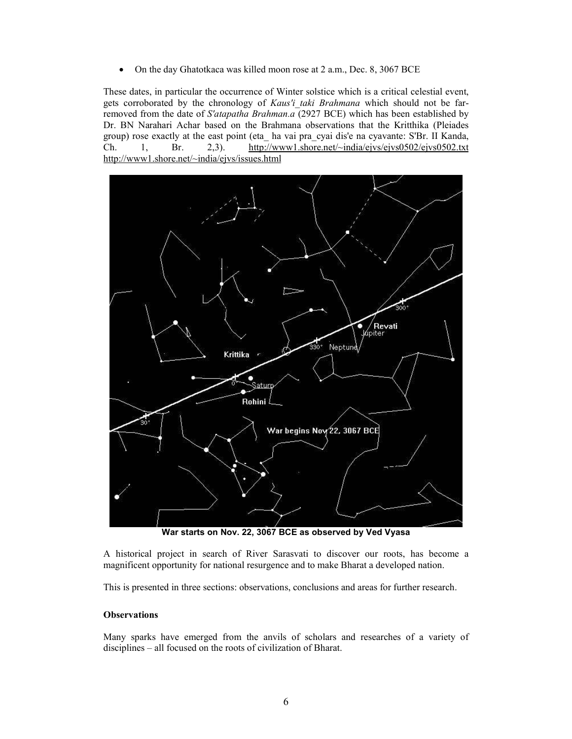- On the day Ghatotkaca was killed moon rose at 2 a.m., Dec. 8, 3067 BCE

These dates, in particular the occurrence of Winter solstice which is a critical celestial event, gets corroborated by the chronology of *Kaus'i_taki Brahmana* which should not be far-removed from the date of *S'atapatha Brahman.a* (2927 BCE) which has been established by Dr. BN Narahari Achar based on the Brahmana observations that the Kritthika (Pleiades group) rose exactly at the east point (eta_ ha vai pra_cyai dis'e na cyavante: S'Br. II Kanda, Ch. 1, Br. 2,3). http://www1.shore.net/~india/ejvs/ejvs0502/ejvs0502.txt http://www1.shore.net/~india/ejvs/issues.html

**War starts on Nov. 22, 3067 BCE as observed by Ved Vyasa**

A historical project in search of River Sarasvati to discover our roots, has become a magnificent opportunity for national resurgence and to make Bharat a developed nation.

This is presented in three sections: observations, conclusions and areas for further research.

**Observations**

Many sparks have emerged from the anvils of scholars and researches of a variety of disciplines – all focused on the roots of civilization of Bharat.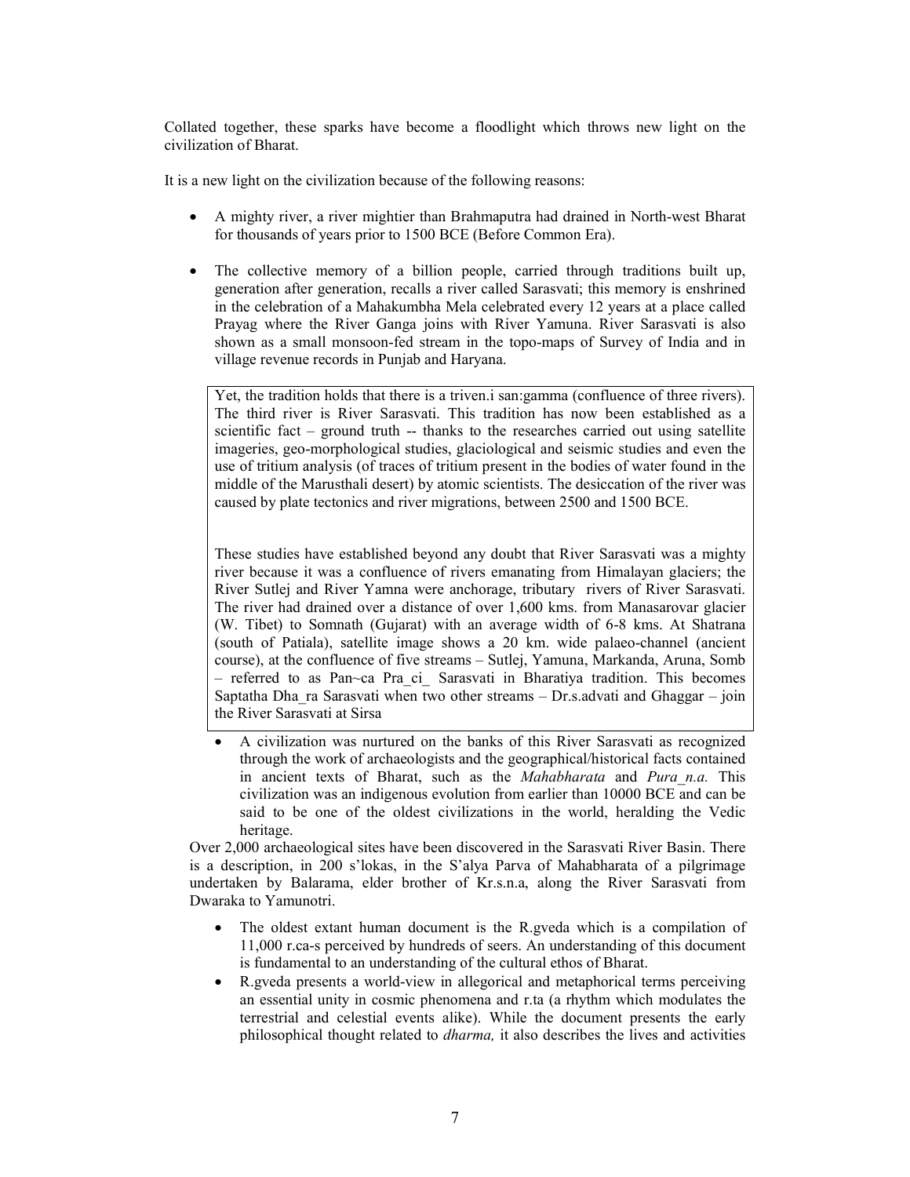Collated together, these sparks have become a floodlight which throws new light on the civilization of Bharat.

It is a new light on the civilization because of the following reasons:

- A mighty river, a river mightier than Brahmaputra had drained in North-west Bharat for thousands of years prior to 1500 BCE (Before Common Era).

- The collective memory of a billion people, carried through traditions built up, generation after generation, recalls a river called Sarasvati; this memory is enshrined in the celebration of a Mahakumbha Mela celebrated every 12 years at a place called Prayag where the River Ganga joins with River Yamuna. River Sarasvati is also shown as a small monsoon-fed stream in the topo-maps of Survey of India and in village revenue records in Punjab and Haryana.

> Yet, the tradition holds that there is a triven.i san:gamma (confluence of three rivers). The third river is River Sarasvati. This tradition has now been established as a scientific fact – ground truth -- thanks to the researches carried out using satellite imageries, geo-morphological studies, glaciological and seismic studies and even the use of tritium analysis (of traces of tritium present in the bodies of water found in the middle of the Marusthali desert) by atomic scientists. The desiccation of the river was caused by plate tectonics and river migrations, between 2500 and 1500 BCE.
>
> These studies have established beyond any doubt that River Sarasvati was a mighty river because it was a confluence of rivers emanating from Himalayan glaciers; the River Sutlej and River Yamna were anchorage, tributary rivers of River Sarasvati. The river had drained over a distance of over 1,600 kms. from Manasarovar glacier (W. Tibet) to Somnath (Gujarat) with an average width of 6-8 kms. At Shatrana (south of Patiala), satellite image shows a 20 km. wide palaeo-channel (ancient course), at the confluence of five streams – Sutlej, Yamuna, Markanda, Aruna, Somb – referred to as Pan~ca Pra_ci_ Sarasvati in Bharatiya tradition. This becomes Saptatha Dha_ra Sarasvati when two other streams – Dr.s.advati and Ghaggar – join the River Sarasvati at Sirsa

- A civilization was nurtured on the banks of this River Sarasvati as recognized through the work of archaeologists and the geographical/historical facts contained in ancient texts of Bharat, such as the *Mahabharata* and *Pura_n.a.* This civilization was an indigenous evolution from earlier than 10000 BCE and can be said to be one of the oldest civilizations in the world, heralding the Vedic heritage.

Over 2,000 archaeological sites have been discovered in the Sarasvati River Basin. There is a description, in 200 s'lokas, in the S'alya Parva of Mahabharata of a pilgrimage undertaken by Balarama, elder brother of Kr.s.n.a, along the River Sarasvati from Dwaraka to Yamunotri.

- The oldest extant human document is the R.gveda which is a compilation of 11,000 r.ca-s perceived by hundreds of seers. An understanding of this document is fundamental to an understanding of the cultural ethos of Bharat.
- R.gveda presents a world-view in allegorical and metaphorical terms perceiving an essential unity in cosmic phenomena and r.ta (a rhythm which modulates the terrestrial and celestial events alike). While the document presents the early philosophical thought related to *dharma,* it also describes the lives and activities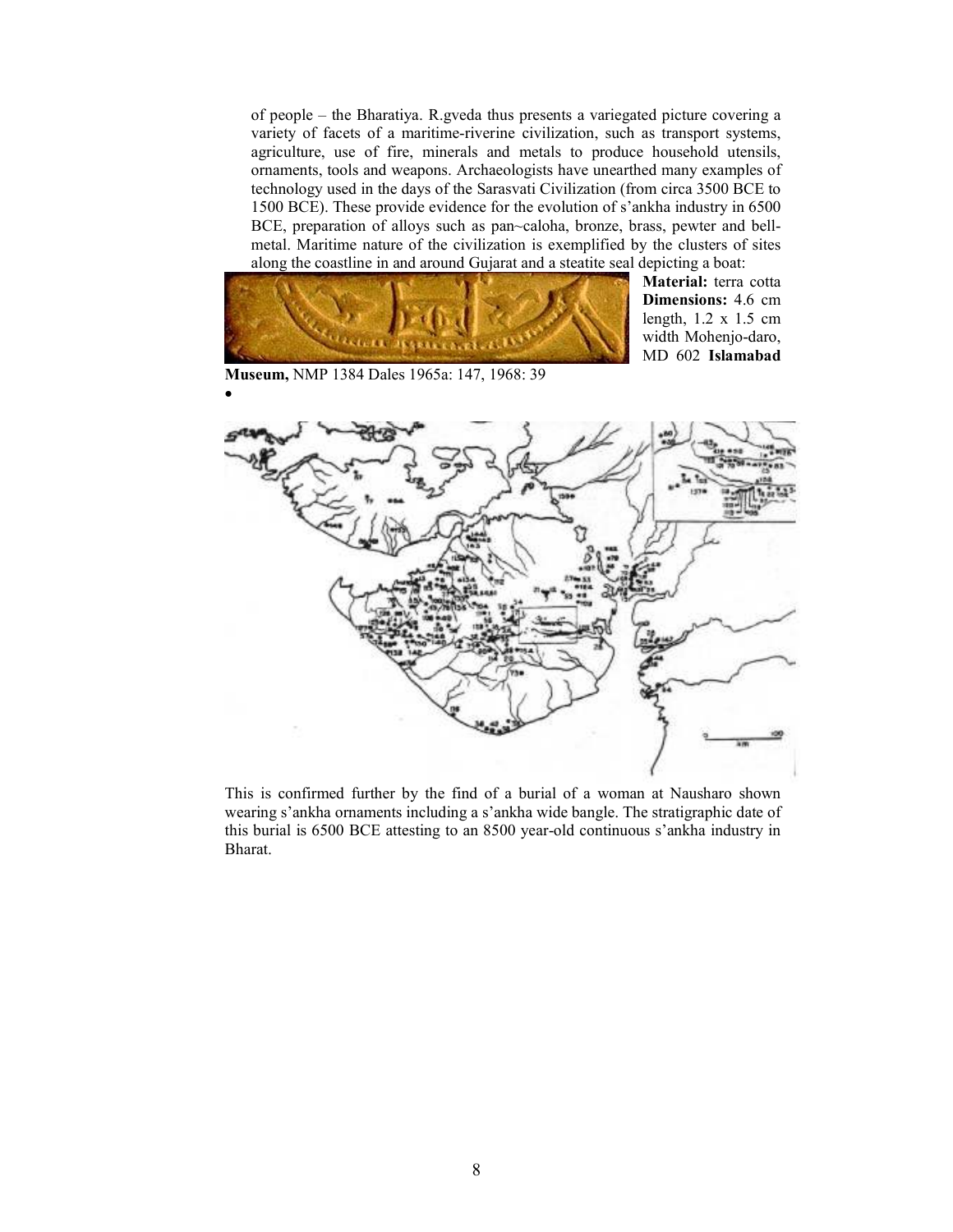of people – the Bharatiya. R.gveda thus presents a variegated picture covering a variety of facets of a maritime-riverine civilization, such as transport systems, agriculture, use of fire, minerals and metals to produce household utensils, ornaments, tools and weapons. Archaeologists have unearthed many examples of technology used in the days of the Sarasvati Civilization (from circa 3500 BCE to 1500 BCE). These provide evidence for the evolution of s'ankha industry in 6500 BCE, preparation of alloys such as pan~caloha, bronze, brass, pewter and bell-metal. Maritime nature of the civilization is exemplified by the clusters of sites along the coastline in and around Gujarat and a steatite seal depicting a boat:

**Material:** terra cotta **Dimensions:** 4.6 cm length, 1.2 x 1.5 cm width Mohenjo-daro, MD 602 **Islamabad Museum,** NMP 1384 Dales 1965a: 147, 1968: 39

This is confirmed further by the find of a burial of a woman at Nausharo shown wearing s'ankha ornaments including a s'ankha wide bangle. The stratigraphic date of this burial is 6500 BCE attesting to an 8500 year-old continuous s'ankha industry in Bharat.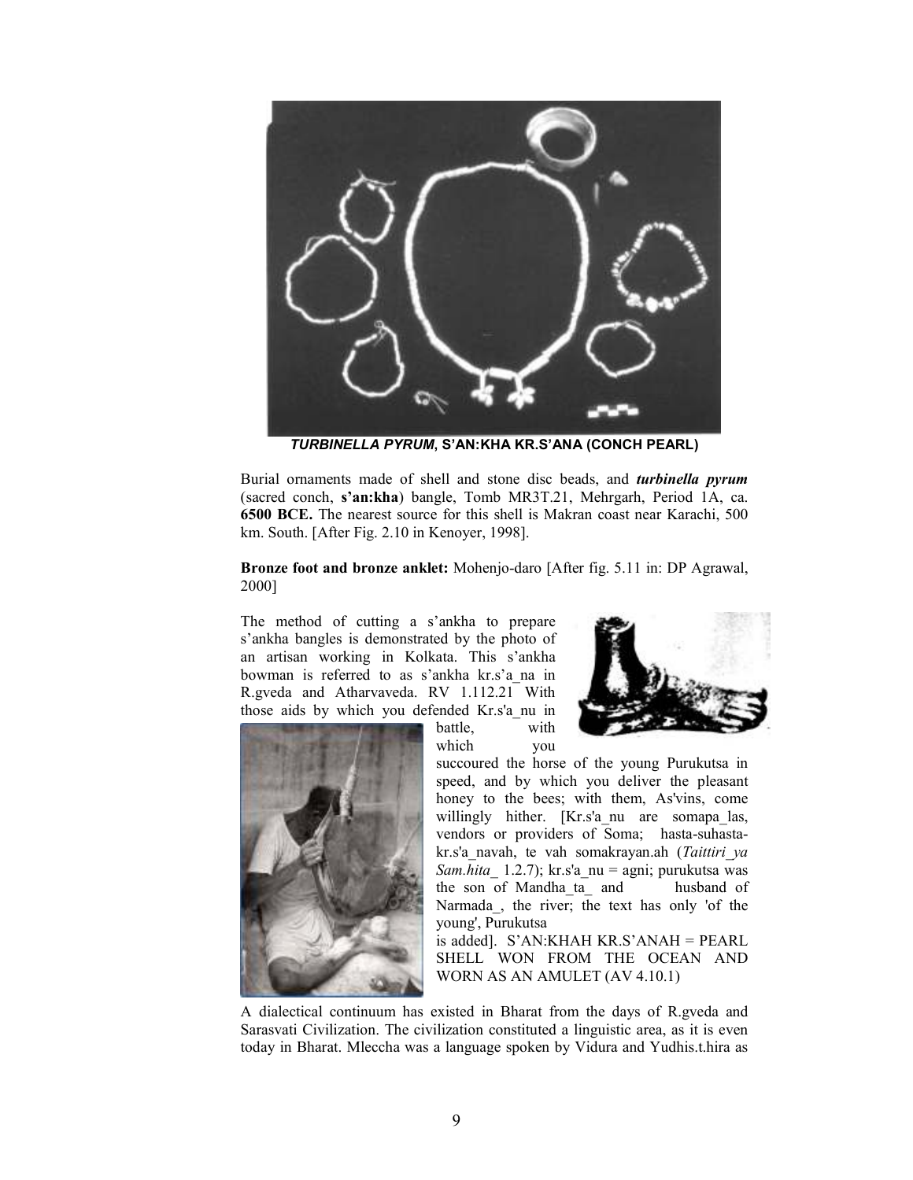**_TURBINELLA PYRUM_, S'AN:KHA KR.S'ANA (CONCH PEARL)**

Burial ornaments made of shell and stone disc beads, and ***turbinella pyrum*** (sacred conch, **s'an:kha**) bangle, Tomb MR3T.21, Mehrgarh, Period 1A, ca. **6500 BCE.** The nearest source for this shell is Makran coast near Karachi, 500 km. South. [After Fig. 2.10 in Kenoyer, 1998].

**Bronze foot and bronze anklet:** Mohenjo-daro [After fig. 5.11 in: DP Agrawal, 2000]

The method of cutting a s'ankha to prepare s'ankha bangles is demonstrated by the photo of an artisan working in Kolkata. This s'ankha bowman is referred to as s'ankha kr.s'a_na in R.gveda and Atharvaveda. RV 1.112.21 With those aids by which you defended Kr.s'a_nu in battle, with which you succoured the horse of the young Purukutsa in speed, and by which you deliver the pleasant honey to the bees; with them, As'vins, come willingly hither. [Kr.s'a_nu are somapa_las, vendors or providers of Soma; hasta-suhasta-kr.s'a_navah, te vah somakrayan.ah (*Taittiri_ya Sam.hita_* 1.2.7); kr.s'a_nu = agni; purukutsa was the son of Mandha_ta_ and husband of Narmada_, the river; the text has only 'of the young', Purukutsa is added]. S'AN:KHAH KR.S'ANAH = PEARL SHELL WON FROM THE OCEAN AND WORN AS AN AMULET (AV 4.10.1)

A dialectical continuum has existed in Bharat from the days of R.gveda and Sarasvati Civilization. The civilization constituted a linguistic area, as it is even today in Bharat. Mleccha was a language spoken by Vidura and Yudhis.t.hira as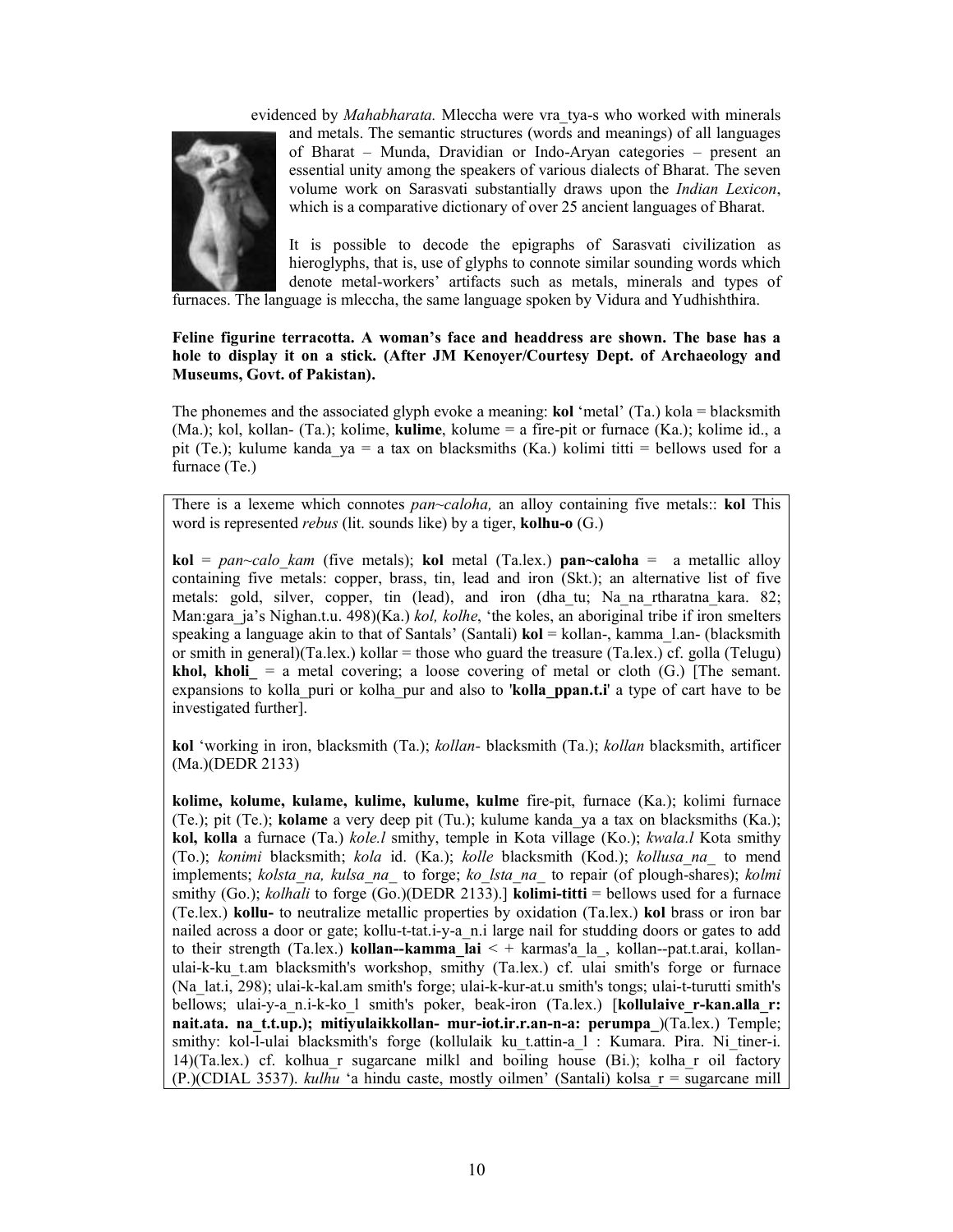evidenced by *Mahabharata.* Mleccha were vra_tya-s who worked with minerals and metals. The semantic structures (words and meanings) of all languages of Bharat – Munda, Dravidian or Indo-Aryan categories – present an essential unity among the speakers of various dialects of Bharat. The seven volume work on Sarasvati substantially draws upon the *Indian Lexicon*, which is a comparative dictionary of over 25 ancient languages of Bharat.

It is possible to decode the epigraphs of Sarasvati civilization as hieroglyphs, that is, use of glyphs to connote similar sounding words which denote metal-workers' artifacts such as metals, minerals and types of furnaces. The language is mleccha, the same language spoken by Vidura and Yudhishthira.

**Feline figurine terracotta. A woman's face and headdress are shown. The base has a hole to display it on a stick. (After JM Kenoyer/Courtesy Dept. of Archaeology and Museums, Govt. of Pakistan).**

The phonemes and the associated glyph evoke a meaning: **kol** 'metal' (Ta.) kola = blacksmith (Ma.); kol, kollan- (Ta.); kolime, **kulime**, kolume = a fire-pit or furnace (Ka.); kolime id., a pit (Te.); kulume kanda_ya = a tax on blacksmiths (Ka.) kolimi titti = bellows used for a furnace (Te.)

There is a lexeme which connotes *pan~caloha,* an alloy containing five metals:: **kol** This word is represented *rebus* (lit. sounds like) by a tiger, **kolhu-o** (G.)

**kol** = *pan~calo_kam* (five metals); **kol** metal (Ta.lex.) **pan~caloha** = a metallic alloy containing five metals: copper, brass, tin, lead and iron (Skt.); an alternative list of five metals: gold, silver, copper, tin (lead), and iron (dha_tu; Na_na_rtharatna_kara. 82; Man:gara_ja's Nighan.t.u. 498)(Ka.) *kol, kolhe*, 'the koles, an aboriginal tribe if iron smelters speaking a language akin to that of Santals' (Santali) **kol** = kollan-, kamma_l.an- (blacksmith or smith in general)(Ta.lex.) kollar = those who guard the treasure (Ta.lex.) cf. golla (Telugu) **khol, kholi_** = a metal covering; a loose covering of metal or cloth (G.) [The semant. expansions to kolla_puri or kolha_pur and also to '**kolla_ppan.t.i**' a type of cart have to be investigated further].

**kol** 'working in iron, blacksmith (Ta.); *kollan-* blacksmith (Ta.); *kollan* blacksmith, artificer (Ma.)(DEDR 2133)

**kolime, kolume, kulame, kulime, kulume, kulme** fire-pit, furnace (Ka.); kolimi furnace (Te.); pit (Te.); **kolame** a very deep pit (Tu.); kulume kanda_ya a tax on blacksmiths (Ka.); **kol, kolla** a furnace (Ta.) *kole.l* smithy, temple in Kota village (Ko.); *kwala.l* Kota smithy (To.); *konimi* blacksmith; *kola* id. (Ka.); *kolle* blacksmith (Kod.); *kollusa_na_* to mend implements; *kolsta_na, kulsa_na_* to forge; *ko_lsta_na_* to repair (of plough-shares); *kolmi* smithy (Go.); *kolhali* to forge (Go.)(DEDR 2133).] **kolimi-titti** = bellows used for a furnace (Te.lex.) **kollu-** to neutralize metallic properties by oxidation (Ta.lex.) **kol** brass or iron bar nailed across a door or gate; kollu-t-tat.i-y-a_n.i large nail for studding doors or gates to add to their strength (Ta.lex.) **kollan--kamma_lai** < + karmas'a_la_, kollan--pat.t.arai, kollan-ulai-k-ku_t.am blacksmith's workshop, smithy (Ta.lex.) cf. ulai smith's forge or furnace (Na_lat.i, 298); ulai-k-kal.am smith's forge; ulai-k-kur-at.u smith's tongs; ulai-t-turutti smith's bellows; ulai-y-a_n.i-k-ko_l smith's poker, beak-iron (Ta.lex.) [**kollulaive_r-kan.alla_r: nait.ata. na_t.t.up.); mitiyulaikkollan- mur-iot.ir.r.an-n-a: perumpa_**)(Ta.lex.) Temple; smithy: kol-l-ulai blacksmith's forge (kollulaik ku_t.attin-a_l : Kumara. Pira. Ni_tiner-i. 14)(Ta.lex.) cf. kolhua_r sugarcane milkl and boiling house (Bi.); kolha_r oil factory (P.)(CDIAL 3537). *kulhu* 'a hindu caste, mostly oilmen' (Santali) kolsa_r = sugarcane mill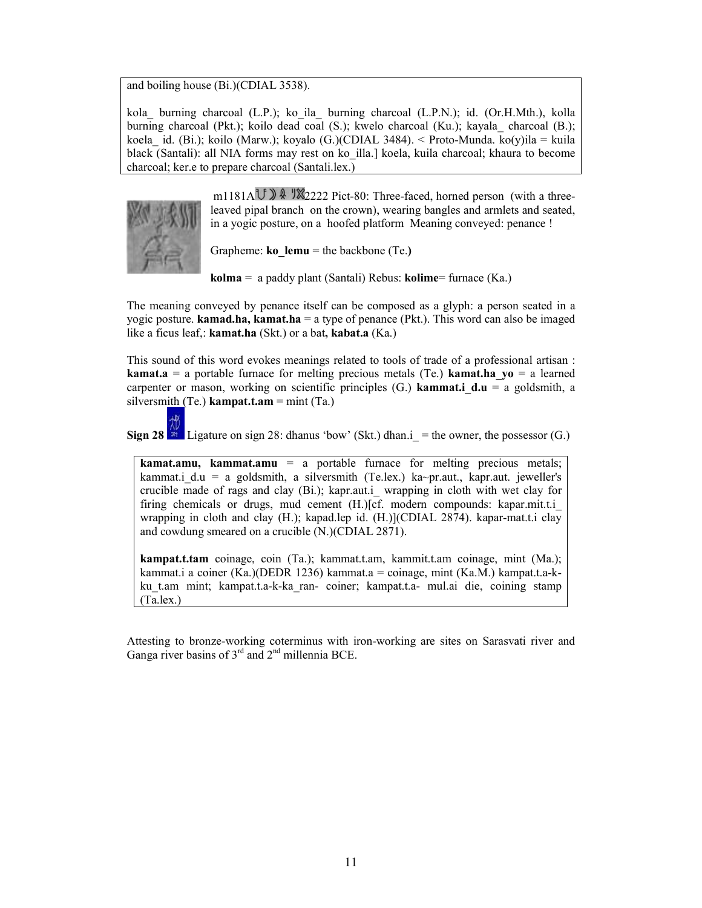and boiling house (Bi.)(CDIAL 3538).

kola_ burning charcoal (L.P.); ko_ila_ burning charcoal (L.P.N.); id. (Or.H.Mth.), kolla burning charcoal (Pkt.); koilo dead coal (S.); kwelo charcoal (Ku.); kayala_ charcoal (B.); koela_ id. (Bi.); koilo (Marw.); koyalo (G.)(CDIAL 3484). < Proto-Munda. ko(y)ila = kuila black (Santali): all NIA forms may rest on ko_illa.] koela, kuila charcoal; khaura to become charcoal; ker.e to prepare charcoal (Santali.lex.)

m1181A 2222 Pict-80: Three-faced, horned person (with a three-leaved pipal branch on the crown), wearing bangles and armlets and seated, in a yogic posture, on a hoofed platform Meaning conveyed: penance !

Grapheme: **ko_lemu** = the backbone (Te.)

**kolma** = a paddy plant (Santali) Rebus: **kolime**= furnace (Ka.)

The meaning conveyed by penance itself can be composed as a glyph: a person seated in a yogic posture. **kamad.ha, kamat.ha** = a type of penance (Pkt.). This word can also be imaged like a ficus leaf,: **kamat.ha** (Skt.) or a bat**, kabat.a** (Ka.)

This sound of this word evokes meanings related to tools of trade of a professional artisan : **kamat.a** = a portable furnace for melting precious metals (Te.) **kamat.ha_yo** = a learned carpenter or mason, working on scientific principles (G.) **kammat.i_d.u** = a goldsmith, a silversmith (Te.) **kampat.t.am** = mint (Ta.)

**Sign 28** Ligature on sign 28: dhanus 'bow' (Skt.) dhan.i_ = the owner, the possessor (G.)

**kamat.amu, kammat.amu** = a portable furnace for melting precious metals; kammat.i_d.u = a goldsmith, a silversmith (Te.lex.) ka~pr.aut., kapr.aut. jeweller's crucible made of rags and clay (Bi.); kapr.aut.i_ wrapping in cloth with wet clay for firing chemicals or drugs, mud cement (H.)[cf. modern compounds: kapar.mit.t.i_ wrapping in cloth and clay (H.); kapad.lep id. (H.)](CDIAL 2874). kapar-mat.t.i clay and cowdung smeared on a crucible (N.)(CDIAL 2871).

**kampat.t.am** coinage, coin (Ta.); kammat.t.am, kammit.t.am coinage, mint (Ma.); kammat.i a coiner (Ka.)(DEDR 1236) kammat.a = coinage, mint (Ka.M.) kampat.t.a-k-ku_t.am mint; kampat.t.a-k-ka_ran- coiner; kampat.t.a- mul.ai die, coining stamp (Ta.lex.)

Attesting to bronze-working coterminus with iron-working are sites on Sarasvati river and Ganga river basins of 3rd and 2nd millennia BCE.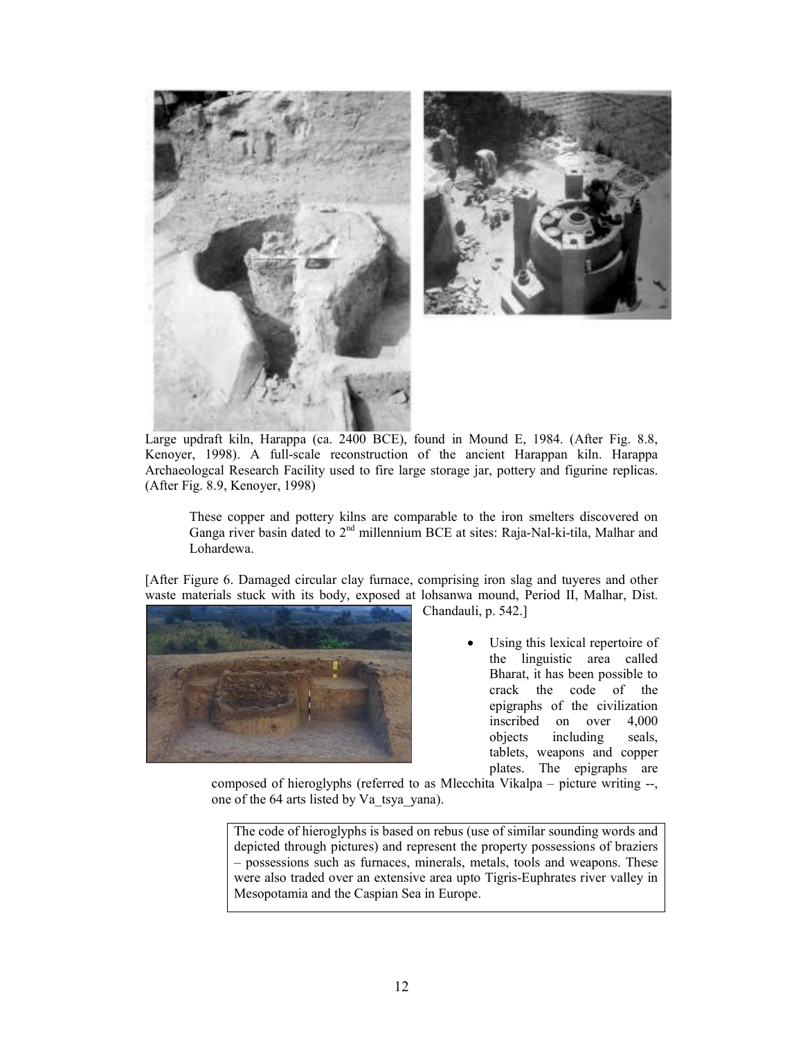Large updraft kiln, Harappa (ca. 2400 BCE), found in Mound E, 1984. (After Fig. 8.8, Kenoyer, 1998). A full-scale reconstruction of the ancient Harappan kiln. Harappa Archaeologcal Research Facility used to fire large storage jar, pottery and figurine replicas. (After Fig. 8.9, Kenoyer, 1998)

> These copper and pottery kilns are comparable to the iron smelters discovered on Ganga river basin dated to 2nd millennium BCE at sites: Raja-Nal-ki-tila, Malhar and Lohardewa.

[After Figure 6. Damaged circular clay furnace, comprising iron slag and tuyeres and other waste materials stuck with its body, exposed at lohsanwa mound, Period II, Malhar, Dist. Chandauli, p. 542.]

- Using this lexical repertoire of the linguistic area called Bharat, it has been possible to crack the code of the epigraphs of the civilization inscribed on over 4,000 objects including seals, tablets, weapons and copper plates. The epigraphs are composed of hieroglyphs (referred to as Mlecchita Vikalpa – picture writing --, one of the 64 arts listed by Va_tsya_yana).

> The code of hieroglyphs is based on rebus (use of similar sounding words and depicted through pictures) and represent the property possessions of braziers – possessions such as furnaces, minerals, metals, tools and weapons. These were also traded over an extensive area upto Tigris-Euphrates river valley in Mesopotamia and the Caspian Sea in Europe.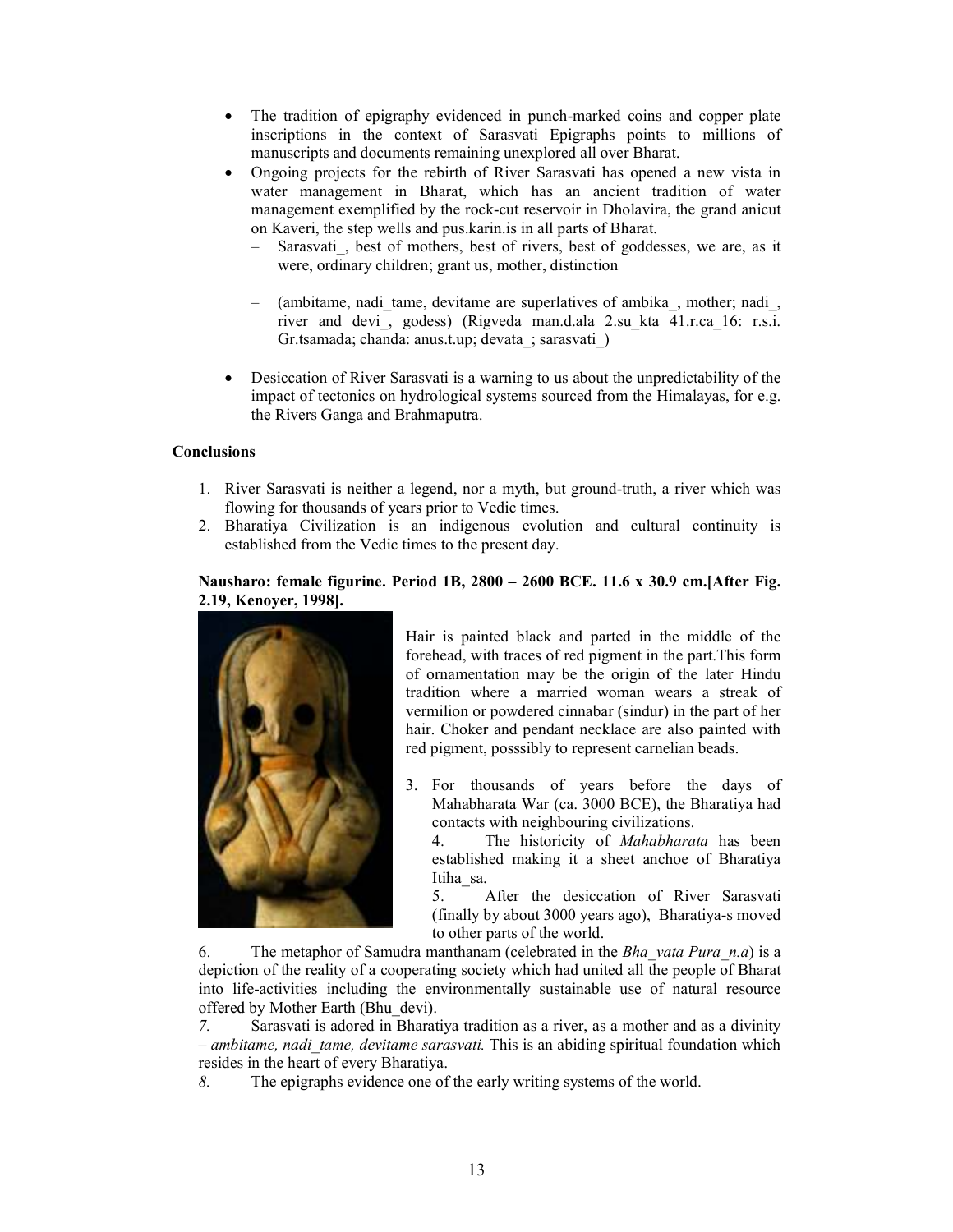- The tradition of epigraphy evidenced in punch-marked coins and copper plate inscriptions in the context of Sarasvati Epigraphs points to millions of manuscripts and documents remaining unexplored all over Bharat.
- Ongoing projects for the rebirth of River Sarasvati has opened a new vista in water management in Bharat, which has an ancient tradition of water management exemplified by the rock-cut reservoir in Dholavira, the grand anicut on Kaveri, the step wells and pus.karin.is in all parts of Bharat.
  - Sarasvati_, best of mothers, best of rivers, best of goddesses, we are, as it were, ordinary children; grant us, mother, distinction
  - (ambitame, nadi_tame, devitame are superlatives of ambika_, mother; nadi_, river and devi_, godess) (Rigveda man.d.ala 2.su_kta 41.r.ca_16: r.s.i. Gr.tsamada; chanda: anus.t.up; devata_; sarasvati_)
- Desiccation of River Sarasvati is a warning to us about the unpredictability of the impact of tectonics on hydrological systems sourced from the Himalayas, for e.g. the Rivers Ganga and Brahmaputra.

**Conclusions**

1. River Sarasvati is neither a legend, nor a myth, but ground-truth, a river which was flowing for thousands of years prior to Vedic times.
2. Bharatiya Civilization is an indigenous evolution and cultural continuity is established from the Vedic times to the present day.

**Nausharo: female figurine. Period 1B, 2800 – 2600 BCE. 11.6 x 30.9 cm.[After Fig. 2.19, Kenoyer, 1998].**

Hair is painted black and parted in the middle of the forehead, with traces of red pigment in the part.This form of ornamentation may be the origin of the later Hindu tradition where a married woman wears a streak of vermilion or powdered cinnabar (sindur) in the part of her hair. Choker and pendant necklace are also painted with red pigment, posssibly to represent carnelian beads.

3. For thousands of years before the days of Mahabharata War (ca. 3000 BCE), the Bharatiya had contacts with neighbouring civilizations.
4. The historicity of *Mahabharata* has been established making it a sheet anchoe of Bharatiya Itiha_sa.
5. After the desiccation of River Sarasvati (finally by about 3000 years ago), Bharatiya-s moved to other parts of the world.
6. The metaphor of Samudra manthanam (celebrated in the *Bha_vata Pura_n.a*) is a depiction of the reality of a cooperating society which had united all the people of Bharat into life-activities including the environmentally sustainable use of natural resource offered by Mother Earth (Bhu_devi).
7. Sarasvati is adored in Bharatiya tradition as a river, as a mother and as a divinity – *ambitame, nadi_tame, devitame sarasvati.* This is an abiding spiritual foundation which resides in the heart of every Bharatiya.
8. The epigraphs evidence one of the early writing systems of the world.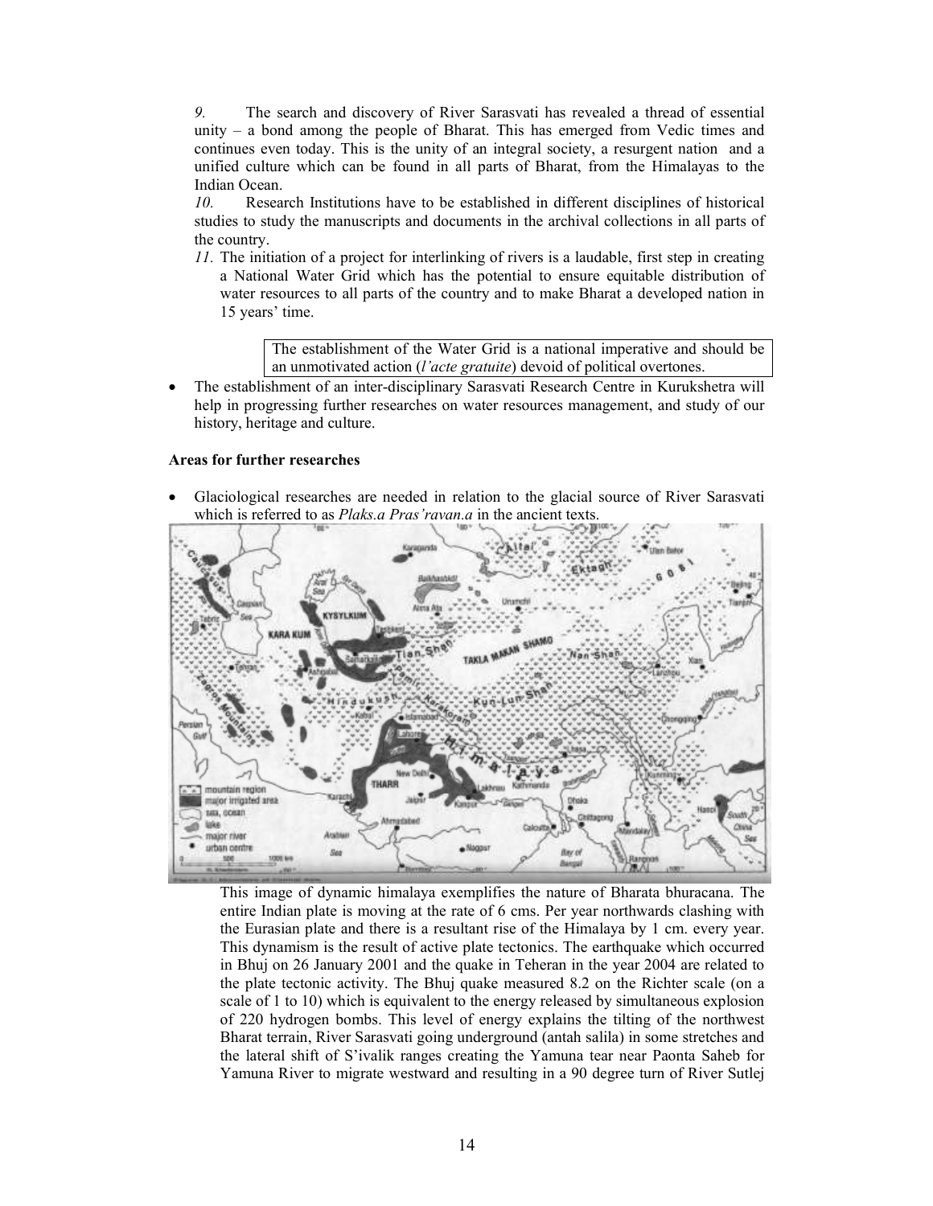*9.* The search and discovery of River Sarasvati has revealed a thread of essential unity – a bond among the people of Bharat. This has emerged from Vedic times and continues even today. This is the unity of an integral society, a resurgent nation and a unified culture which can be found in all parts of Bharat, from the Himalayas to the Indian Ocean.

*10.* Research Institutions have to be established in different disciplines of historical studies to study the manuscripts and documents in the archival collections in all parts of the country.

*11.* The initiation of a project for interlinking of rivers is a laudable, first step in creating a National Water Grid which has the potential to ensure equitable distribution of water resources to all parts of the country and to make Bharat a developed nation in 15 years' time.

> The establishment of the Water Grid is a national imperative and should be an unmotivated action (*l'acte gratuite*) devoid of political overtones.

- The establishment of an inter-disciplinary Sarasvati Research Centre in Kurukshetra will help in progressing further researches on water resources management, and study of our history, heritage and culture.

**Areas for further researches**

- Glaciological researches are needed in relation to the glacial source of River Sarasvati which is referred to as *Plaks.a Pras'ravan.a* in the ancient texts.

This image of dynamic himalaya exemplifies the nature of Bharata bhuracana. The entire Indian plate is moving at the rate of 6 cms. Per year northwards clashing with the Eurasian plate and there is a resultant rise of the Himalaya by 1 cm. every year. This dynamism is the result of active plate tectonics. The earthquake which occurred in Bhuj on 26 January 2001 and the quake in Teheran in the year 2004 are related to the plate tectonic activity. The Bhuj quake measured 8.2 on the Richter scale (on a scale of 1 to 10) which is equivalent to the energy released by simultaneous explosion of 220 hydrogen bombs. This level of energy explains the tilting of the northwest Bharat terrain, River Sarasvati going underground (antah salila) in some stretches and the lateral shift of S'ivalik ranges creating the Yamuna tear near Paonta Saheb for Yamuna River to migrate westward and resulting in a 90 degree turn of River Sutlej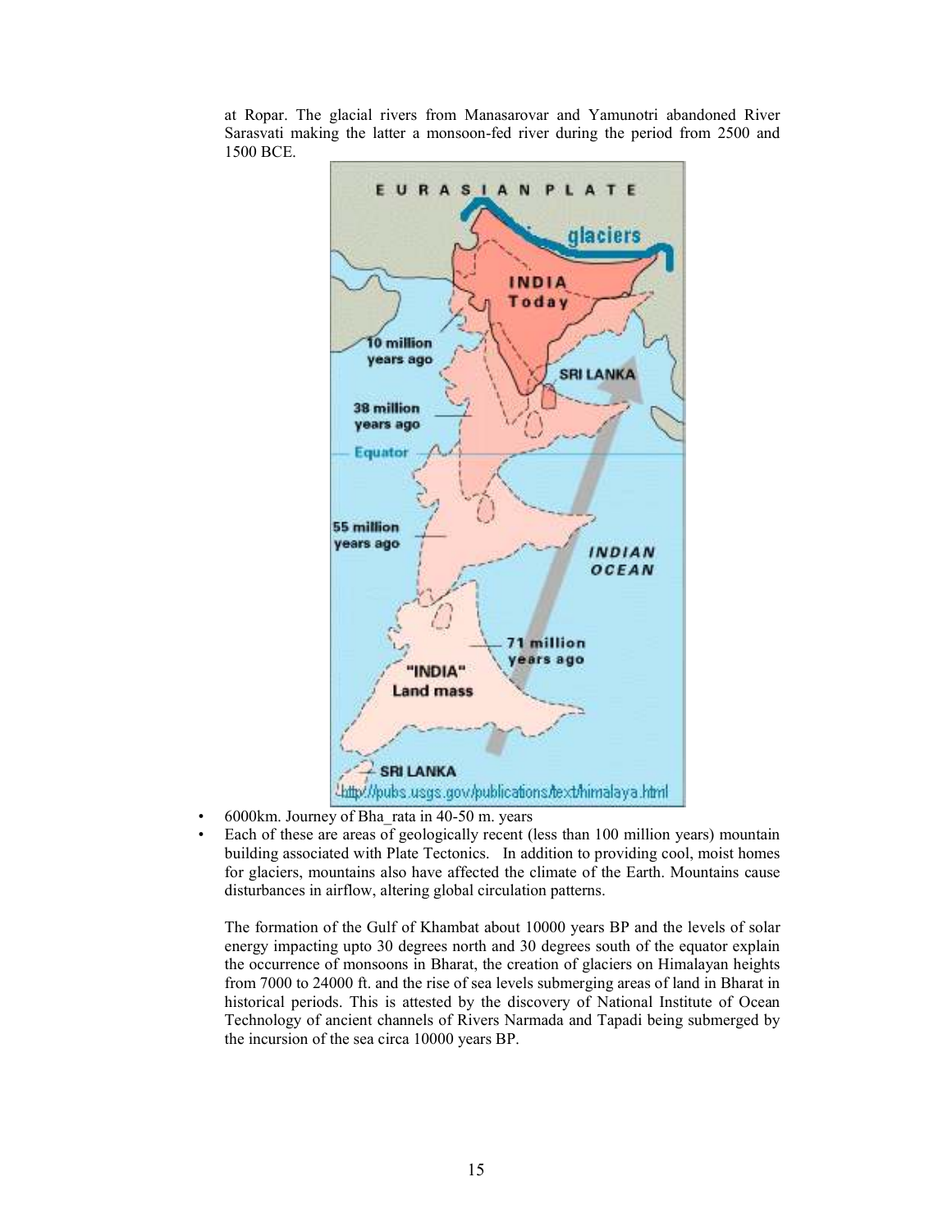at Ropar. The glacial rivers from Manasarovar and Yamunotri abandoned River Sarasvati making the latter a monsoon-fed river during the period from 2500 and 1500 BCE.

- 6000km. Journey of Bha_rata in 40-50 m. years
- Each of these are areas of geologically recent (less than 100 million years) mountain building associated with Plate Tectonics. In addition to providing cool, moist homes for glaciers, mountains also have affected the climate of the Earth. Mountains cause disturbances in airflow, altering global circulation patterns.

  The formation of the Gulf of Khambat about 10000 years BP and the levels of solar energy impacting upto 30 degrees north and 30 degrees south of the equator explain the occurrence of monsoons in Bharat, the creation of glaciers on Himalayan heights from 7000 to 24000 ft. and the rise of sea levels submerging areas of land in Bharat in historical periods. This is attested by the discovery of National Institute of Ocean Technology of ancient channels of Rivers Narmada and Tapadi being submerged by the incursion of the sea circa 10000 years BP.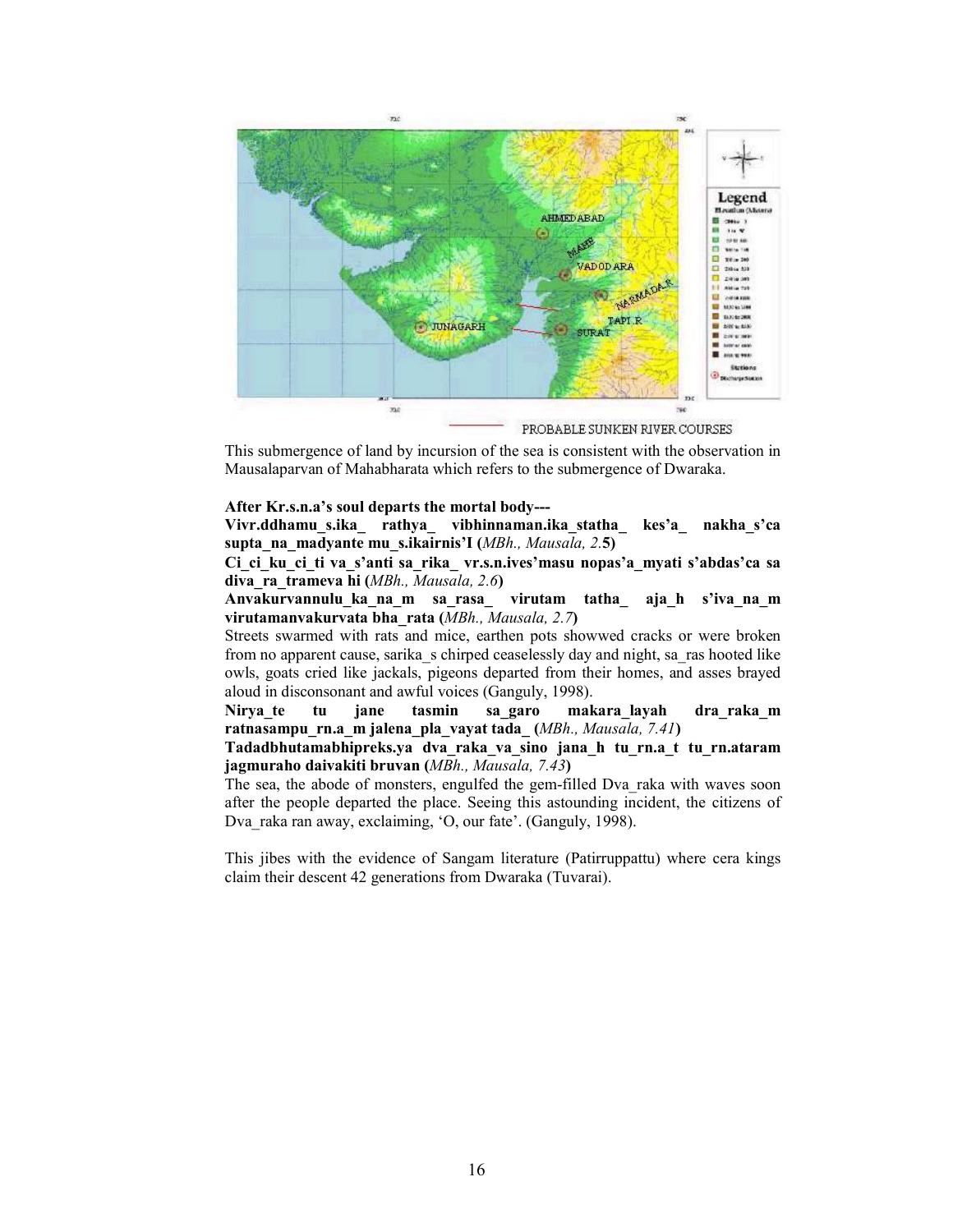PROBABLE SUNKEN RIVER COURSES

This submergence of land by incursion of the sea is consistent with the observation in Mausalaparvan of Mahabharata which refers to the submergence of Dwaraka.

**After Kr.s.n.a's soul departs the mortal body---**

**Vivr.ddhamu_s.ika_ rathya_ vibhinnaman.ika_statha_ kes'a_ nakha_s'ca supta_na_madyante mu_s.ikairnis'I (***MBh., Mausala, 2.***5)**

**Ci_ci_ku_ci_ti va_s'anti sa_rika_ vr.s.n.ives'masu nopas'a_myati s'abdas'ca sa diva_ra_trameva hi (***MBh., Mausala, 2.6***)**

**Anvakurvannulu_ka_na_m sa_rasa_ virutam tatha_ aja_h s'iva_na_m virutamanvakurvata bha_rata (***MBh., Mausala, 2.7***)**

Streets swarmed with rats and mice, earthen pots showwed cracks or were broken from no apparent cause, sarika_s chirped ceaselessly day and night, sa_ras hooted like owls, goats cried like jackals, pigeons departed from their homes, and asses brayed aloud in disconsonant and awful voices (Ganguly, 1998).

**Nirya_te tu jane tasmin sa_garo makara_layah dra_raka_m ratnasampu_rn.a_m jalena_pla_vayat tada_ (***MBh., Mausala, 7.41***)**

**Tadadbhutamabhipreks.ya dva_raka_va_sino jana_h tu_rn.a_t tu_rn.ataram jagmuraho daivakiti bruvan (***MBh., Mausala, 7.43***)**

The sea, the abode of monsters, engulfed the gem-filled Dva_raka with waves soon after the people departed the place. Seeing this astounding incident, the citizens of Dva_raka ran away, exclaiming, 'O, our fate'. (Ganguly, 1998).

This jibes with the evidence of Sangam literature (Patirruppattu) where cera kings claim their descent 42 generations from Dwaraka (Tuvarai).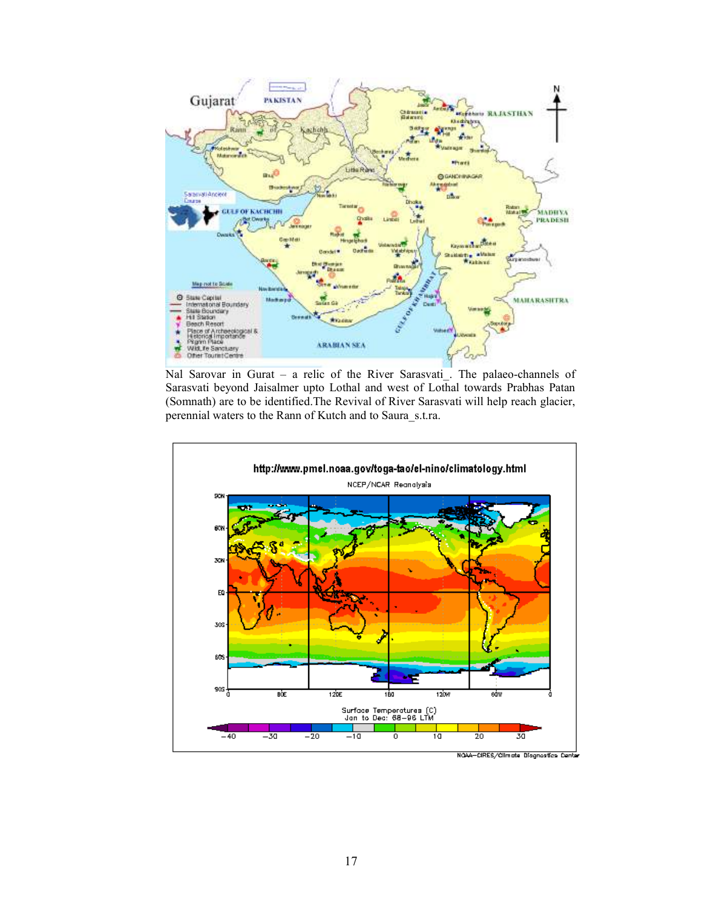Nal Sarovar in Gurat – a relic of the River Sarasvati_. The palaeo-channels of Sarasvati beyond Jaisalmer upto Lothal and west of Lothal towards Prabhas Patan (Somnath) are to be identified.The Revival of River Sarasvati will help reach glacier, perennial waters to the Rann of Kutch and to Saura_s.t.ra.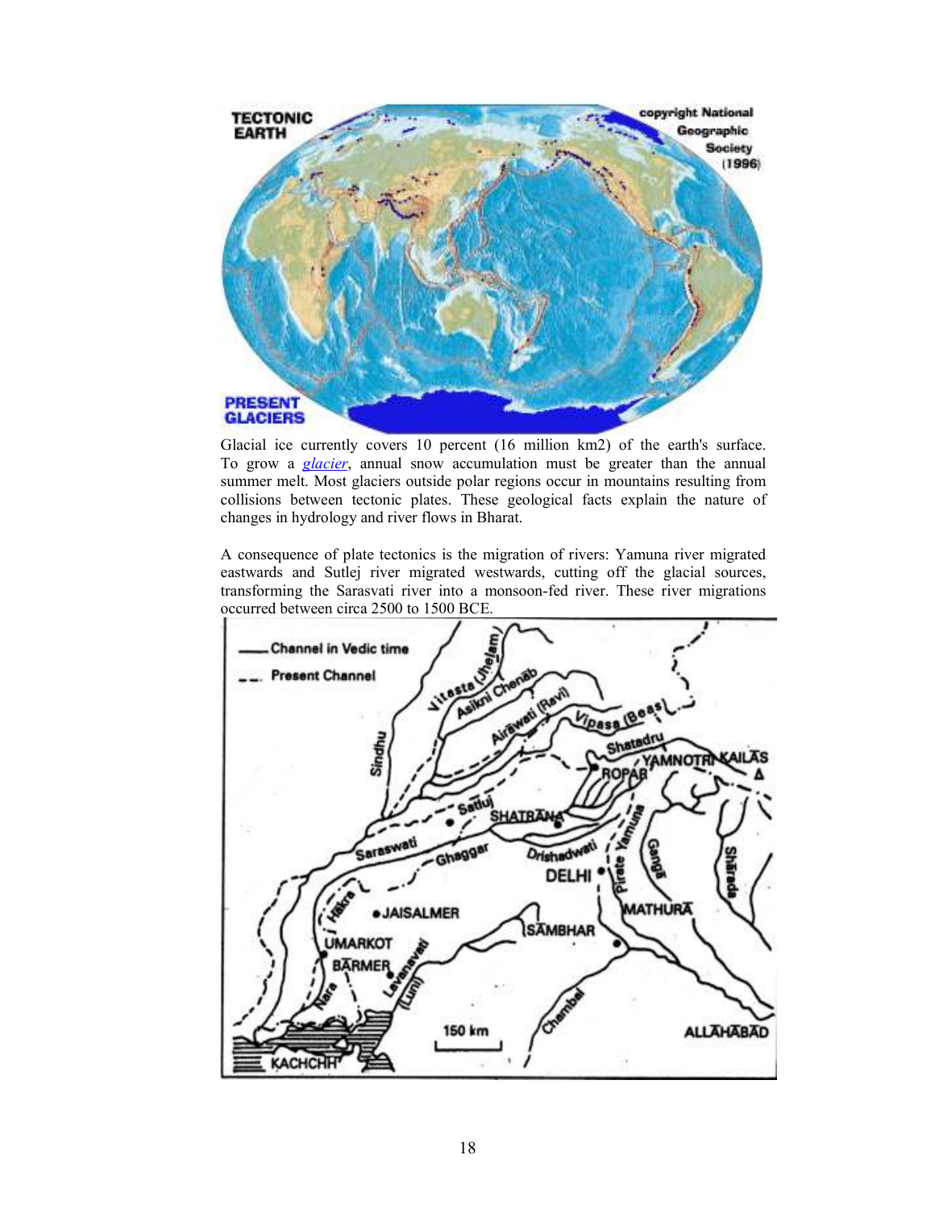Glacial ice currently covers 10 percent (16 million km2) of the earth's surface. To grow a *glacier*, annual snow accumulation must be greater than the annual summer melt. Most glaciers outside polar regions occur in mountains resulting from collisions between tectonic plates. These geological facts explain the nature of changes in hydrology and river flows in Bharat.

A consequence of plate tectonics is the migration of rivers: Yamuna river migrated eastwards and Sutlej river migrated westwards, cutting off the glacial sources, transforming the Sarasvati river into a monsoon-fed river. These river migrations occurred between circa 2500 to 1500 BCE.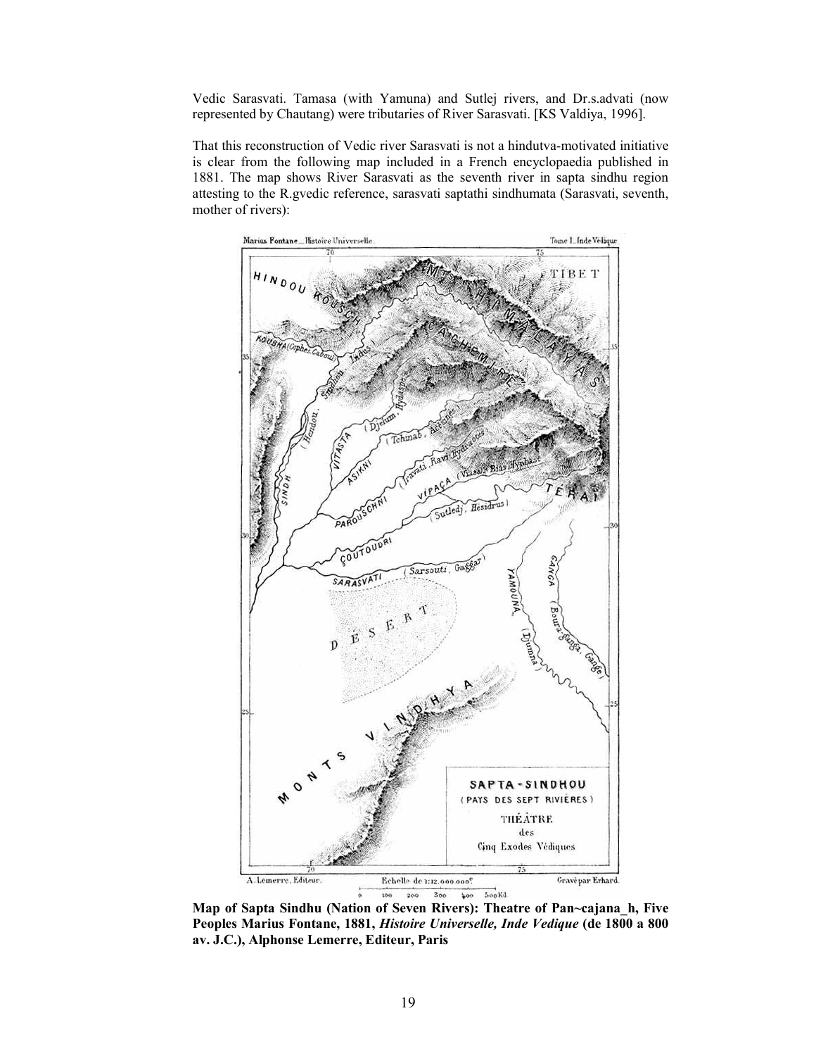Vedic Sarasvati. Tamasa (with Yamuna) and Sutlej rivers, and Dr.s.advati (now represented by Chautang) were tributaries of River Sarasvati. [KS Valdiya, 1996].

That this reconstruction of Vedic river Sarasvati is not a hindutva-motivated initiative is clear from the following map included in a French encyclopaedia published in 1881. The map shows River Sarasvati as the seventh river in sapta sindhu region attesting to the R.gvedic reference, sarasvati saptathi sindhumata (Sarasvati, seventh, mother of rivers):

**Map of Sapta Sindhu (Nation of Seven Rivers): Theatre of Pan~cajana_h, Five Peoples Marius Fontane, 1881, *Histoire Universelle, Inde Vedique* (de 1800 a 800 av. J.C.), Alphonse Lemerre, Editeur, Paris**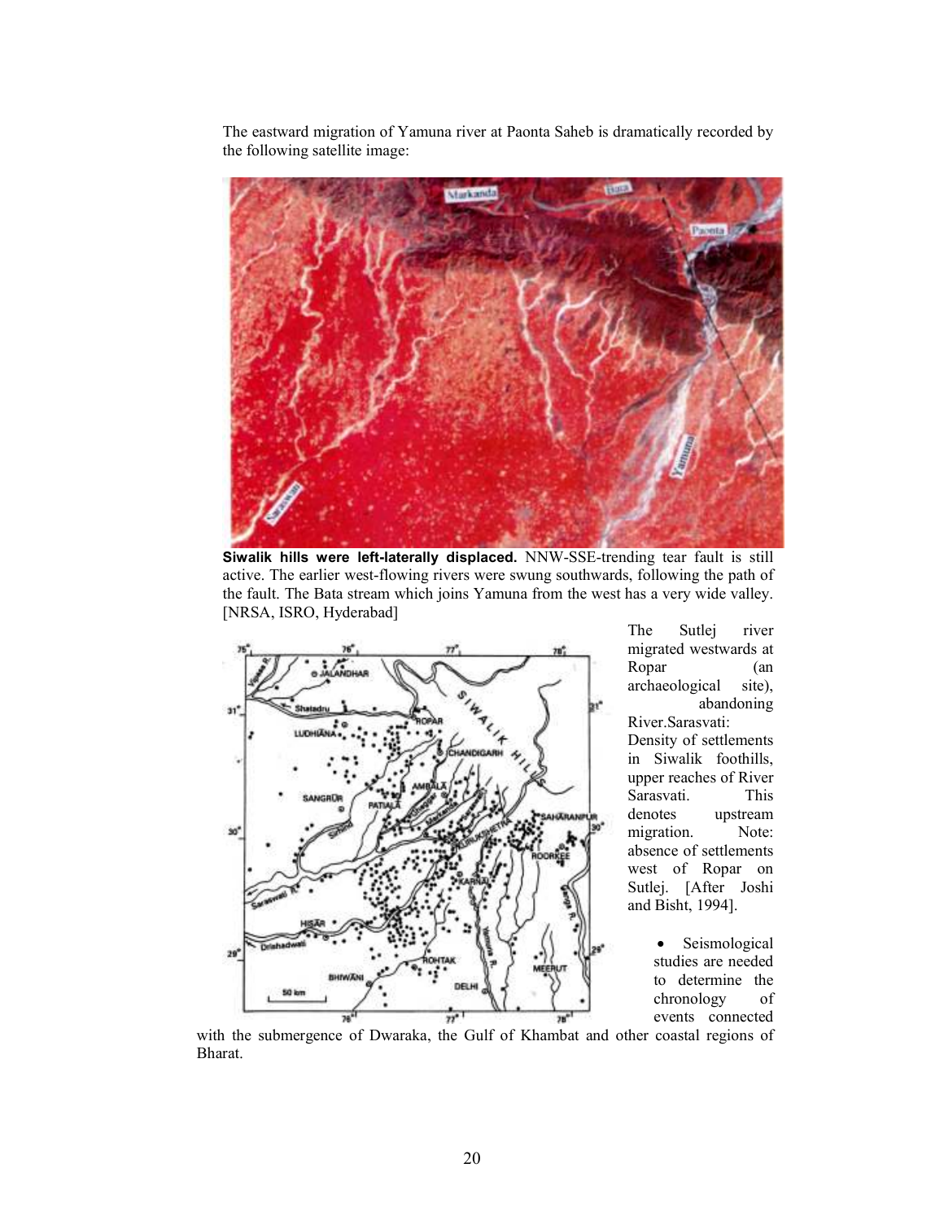The eastward migration of Yamuna river at Paonta Saheb is dramatically recorded by the following satellite image:

**Siwalik hills were left-laterally displaced.** NNW-SSE-trending tear fault is still active. The earlier west-flowing rivers were swung southwards, following the path of the fault. The Bata stream which joins Yamuna from the west has a very wide valley. [NRSA, ISRO, Hyderabad]

The Sutlej river migrated westwards at Ropar (an archaeological site), abandoning River.Sarasvati: Density of settlements in Siwalik foothills, upper reaches of River Sarasvati. This denotes upstream migration. Note: absence of settlements west of Ropar on Sutlej. [After Joshi and Bisht, 1994].

- Seismological studies are needed to determine the chronology of events connected with the submergence of Dwaraka, the Gulf of Khambat and other coastal regions of Bharat.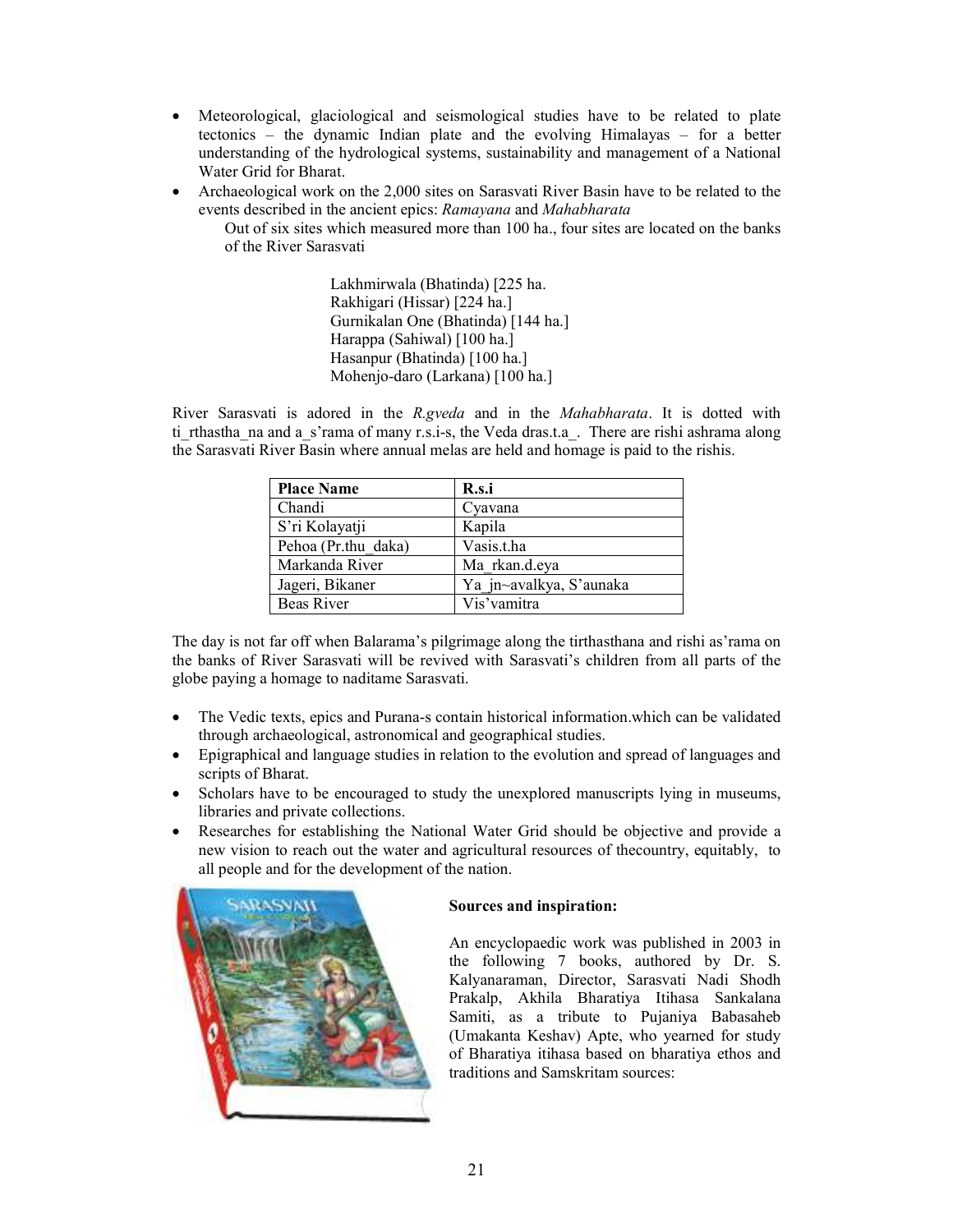- Meteorological, glaciological and seismological studies have to be related to plate tectonics – the dynamic Indian plate and the evolving Himalayas – for a better understanding of the hydrological systems, sustainability and management of a National Water Grid for Bharat.
- Archaeological work on the 2,000 sites on Sarasvati River Basin have to be related to the events described in the ancient epics: *Ramayana* and *Mahabharata*

    Out of six sites which measured more than 100 ha., four sites are located on the banks of the River Sarasvati

    Lakhmirwala (Bhatinda) [225 ha.
    Rakhigari (Hissar) [224 ha.]
    Gurnikalan One (Bhatinda) [144 ha.]
    Harappa (Sahiwal) [100 ha.]
    Hasanpur (Bhatinda) [100 ha.]
    Mohenjo-daro (Larkana) [100 ha.]

River Sarasvati is adored in the *R.gveda* and in the *Mahabharata*. It is dotted with ti_rthastha_na and a_s'rama of many r.s.i-s, the Veda dras.t.a_. There are rishi ashrama along the Sarasvati River Basin where annual melas are held and homage is paid to the rishis.

| **Place Name** | **R.s.i** |
|---|---|
| Chandi | Cyavana |
| S'ri Kolayatji | Kapila |
| Pehoa (Pr.thu_daka) | Vasis.t.ha |
| Markanda River | Ma_rkan.d.eya |
| Jageri, Bikaner | Ya_jn~avalkya, S'aunaka |
| Beas River | Vis'vamitra |

The day is not far off when Balarama's pilgrimage along the tirthasthana and rishi as'rama on the banks of River Sarasvati will be revived with Sarasvati's children from all parts of the globe paying a homage to naditame Sarasvati.

- The Vedic texts, epics and Purana-s contain historical information.which can be validated through archaeological, astronomical and geographical studies.
- Epigraphical and language studies in relation to the evolution and spread of languages and scripts of Bharat.
- Scholars have to be encouraged to study the unexplored manuscripts lying in museums, libraries and private collections.
- Researches for establishing the National Water Grid should be objective and provide a new vision to reach out the water and agricultural resources of thecountry, equitably, to all people and for the development of the nation.

**Sources and inspiration:**

An encyclopaedic work was published in 2003 in the following 7 books, authored by Dr. S. Kalyanaraman, Director, Sarasvati Nadi Shodh Prakalp, Akhila Bharatiya Itihasa Sankalana Samiti, as a tribute to Pujaniya Babasaheb (Umakanta Keshav) Apte, who yearned for study of Bharatiya itihasa based on bharatiya ethos and traditions and Samskritam sources: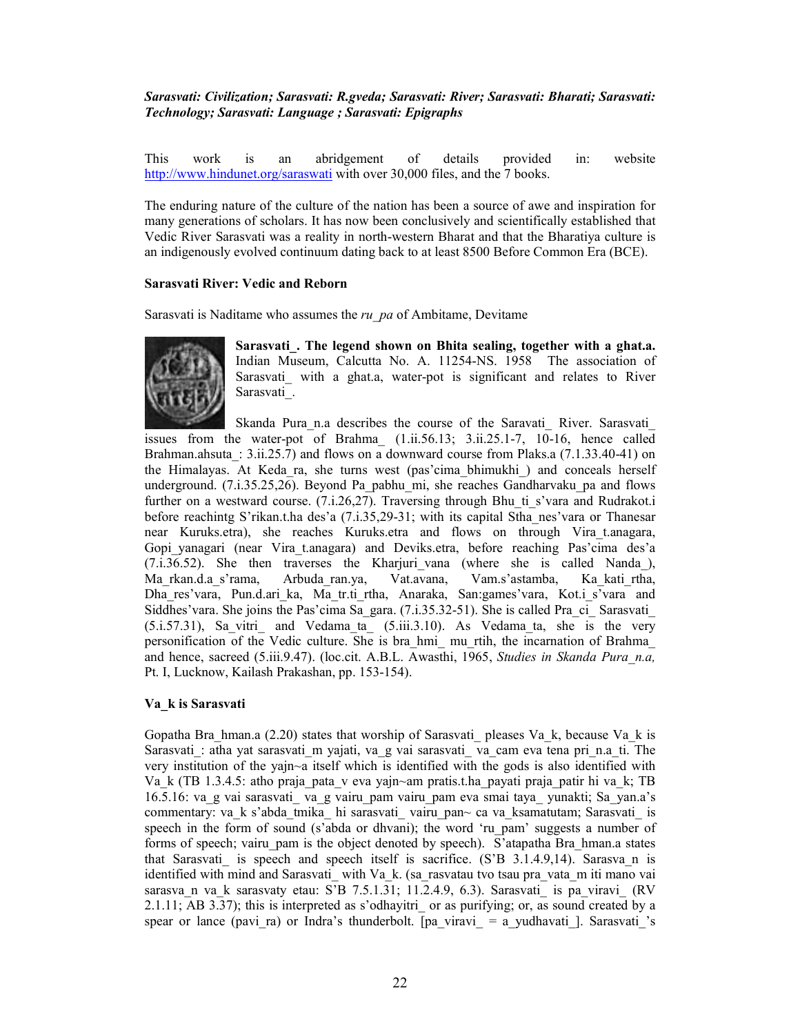*Sarasvati: Civilization; Sarasvati: R.gveda; Sarasvati: River; Sarasvati: Bharati; Sarasvati: Technology; Sarasvati: Language ; Sarasvati: Epigraphs*

This work is an abridgement of details provided in: website http://www.hindunet.org/saraswati with over 30,000 files, and the 7 books.

The enduring nature of the culture of the nation has been a source of awe and inspiration for many generations of scholars. It has now been conclusively and scientifically established that Vedic River Sarasvati was a reality in north-western Bharat and that the Bharatiya culture is an indigenously evolved continuum dating back to at least 8500 Before Common Era (BCE).

**Sarasvati River: Vedic and Reborn**

Sarasvati is Naditame who assumes the *ru_pa* of Ambitame, Devitame

**Sarasvati_. The legend shown on Bhita sealing, together with a ghat.a.** Indian Museum, Calcutta No. A. 11254-NS. 1958 The association of Sarasvati_ with a ghat.a, water-pot is significant and relates to River Sarasvati_.

Skanda Pura_n.a describes the course of the Saravati_ River. Sarasvati_ issues from the water-pot of Brahma_ (1.ii.56.13; 3.ii.25.1-7, 10-16, hence called Brahman.ahsuta_: 3.ii.25.7) and flows on a downward course from Plaks.a (7.1.33.40-41) on the Himalayas. At Keda_ra, she turns west (pas'cima_bhimukhi_) and conceals herself underground. (7.i.35.25,26). Beyond Pa_pabhu_mi, she reaches Gandharvaku_pa and flows further on a westward course. (7.i.26,27). Traversing through Bhu_ti_s'vara and Rudrakot.i before reachintg S'rikan.t.ha des'a (7.i.35,29-31; with its capital Stha_nes'vara or Thanesar near Kuruks.etra), she reaches Kuruks.etra and flows on through Vira_t.anagara, Gopi_yanagari (near Vira_t.anagara) and Deviks.etra, before reaching Pas'cima des'a (7.i.36.52). She then traverses the Kharjuri_vana (where she is called Nanda_), Ma_rkan.d.a_s'rama, Arbuda_ran.ya, Vat.avana, Vam.s'astamba, Ka_kati_rtha, Dha_res'vara, Pun.d.ari_ka, Ma_tr.ti_rtha, Anaraka, San:games'vara, Kot.i_s'vara and Siddhes'vara. She joins the Pas'cima Sa_gara. (7.i.35.32-51). She is called Pra_ci_ Sarasvati_ (5.i.57.31), Sa_vitri_ and Vedama_ta_ (5.iii.3.10). As Vedama_ta, she is the very personification of the Vedic culture. She is bra_hmi_ mu_rtih, the incarnation of Brahma_ and hence, sacreed (5.iii.9.47). (loc.cit. A.B.L. Awasthi, 1965, *Studies in Skanda Pura_n.a,* Pt. I, Lucknow, Kailash Prakashan, pp. 153-154).

**Va_k is Sarasvati**

Gopatha Bra_hman.a (2.20) states that worship of Sarasvati_ pleases Va_k, because Va_k is Sarasvati_: atha yat sarasvati_m yajati, va_g vai sarasvati_ va_cam eva tena pri_n.a_ti. The very institution of the yajn~a itself which is identified with the gods is also identified with Va_k (TB 1.3.4.5: atho praja_pata_v eva yajn~am pratis.t.ha_payati praja_patir hi va_k; TB 16.5.16: va_g vai sarasvati_ va_g vairu_pam vairu_pam eva smai taya_ yunakti; Sa_yan.a's commentary: va_k s'abda_tmika_ hi sarasvati_ vairu_pan~ ca va_ksamatutam; Sarasvati_ is speech in the form of sound (s'abda or dhvani); the word 'ru_pam' suggests a number of forms of speech; vairu_pam is the object denoted by speech). S'atapatha Bra_hman.a states that Sarasvati_ is speech and speech itself is sacrifice. (S'B 3.1.4.9,14). Sarasva_n is identified with mind and Sarasvati_ with Va_k. (sa_rasvatau tvo tsau pra_vata_m iti mano vai sarasva_n va_k sarasvaty etau: S'B 7.5.1.31; 11.2.4.9, 6.3). Sarasvati_ is pa_viravi_ (RV 2.1.11; AB 3.37); this is interpreted as s'odhayitri_ or as purifying; or, as sound created by a spear or lance (pavi_ra) or Indra's thunderbolt. [pa_viravi_ = a_yudhavati_]. Sarasvati_'s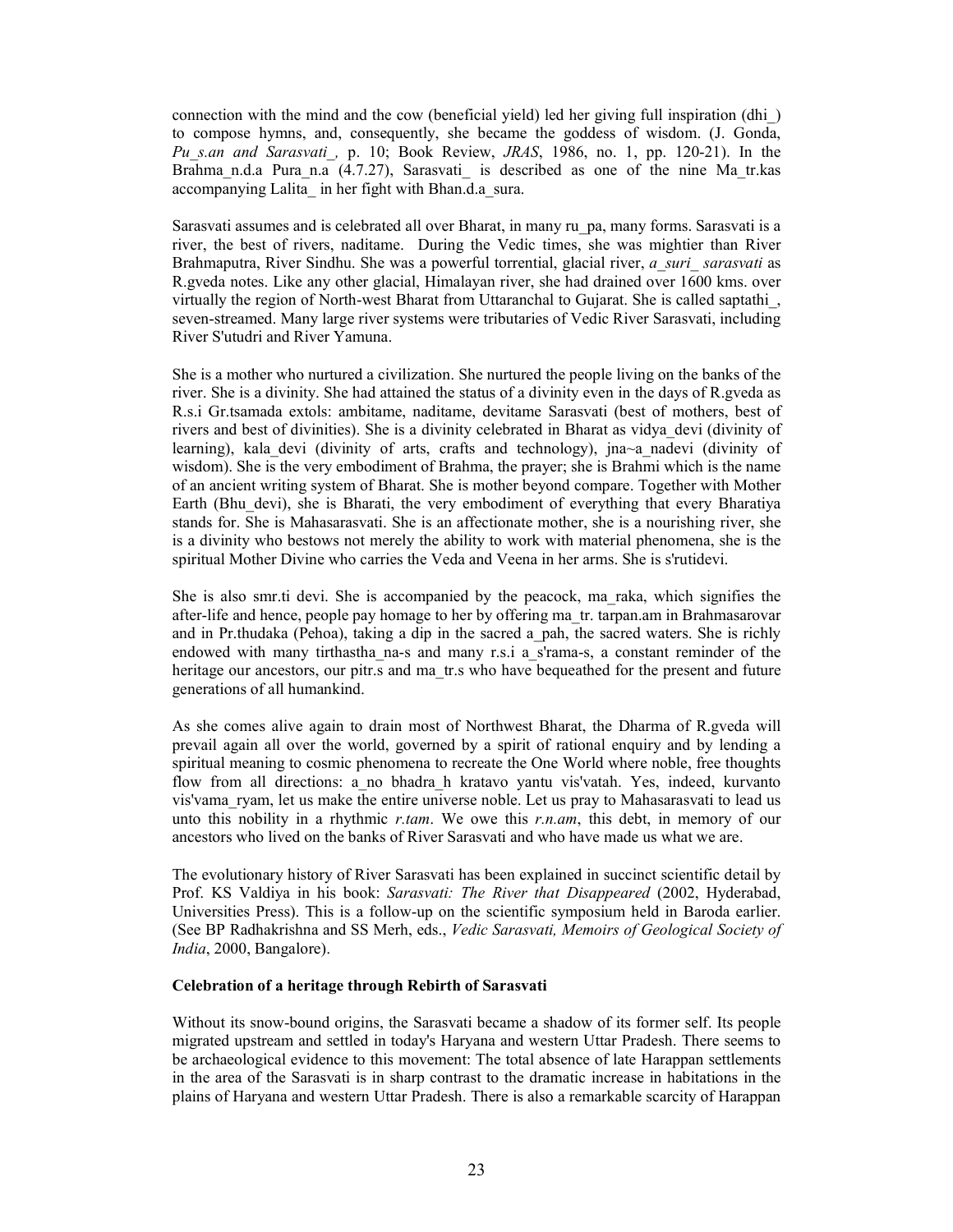connection with the mind and the cow (beneficial yield) led her giving full inspiration (dhi_) to compose hymns, and, consequently, she became the goddess of wisdom. (J. Gonda, *Pu_s.an and Sarasvati_,* p. 10; Book Review, *JRAS*, 1986, no. 1, pp. 120-21). In the Brahma_n.d.a Pura_n.a (4.7.27), Sarasvati_ is described as one of the nine Ma_tr.kas accompanying Lalita_ in her fight with Bhan.d.a_sura.

Sarasvati assumes and is celebrated all over Bharat, in many ru_pa, many forms. Sarasvati is a river, the best of rivers, naditame. During the Vedic times, she was mightier than River Brahmaputra, River Sindhu. She was a powerful torrential, glacial river, *a_suri_ sarasvati* as R.gveda notes. Like any other glacial, Himalayan river, she had drained over 1600 kms. over virtually the region of North-west Bharat from Uttaranchal to Gujarat. She is called saptathi_, seven-streamed. Many large river systems were tributaries of Vedic River Sarasvati, including River S'utudri and River Yamuna.

She is a mother who nurtured a civilization. She nurtured the people living on the banks of the river. She is a divinity. She had attained the status of a divinity even in the days of R.gveda as R.s.i Gr.tsamada extols: ambitame, naditame, devitame Sarasvati (best of mothers, best of rivers and best of divinities). She is a divinity celebrated in Bharat as vidya_devi (divinity of learning), kala_devi (divinity of arts, crafts and technology), jna~a_nadevi (divinity of wisdom). She is the very embodiment of Brahma, the prayer; she is Brahmi which is the name of an ancient writing system of Bharat. She is mother beyond compare. Together with Mother Earth (Bhu_devi), she is Bharati, the very embodiment of everything that every Bharatiya stands for. She is Mahasarasvati. She is an affectionate mother, she is a nourishing river, she is a divinity who bestows not merely the ability to work with material phenomena, she is the spiritual Mother Divine who carries the Veda and Veena in her arms. She is s'rutidevi.

She is also smr.ti devi. She is accompanied by the peacock, ma_raka, which signifies the after-life and hence, people pay homage to her by offering ma_tr. tarpan.am in Brahmasarovar and in Pr.thudaka (Pehoa), taking a dip in the sacred a_pah, the sacred waters. She is richly endowed with many tirthastha_na-s and many r.s.i a_s'rama-s, a constant reminder of the heritage our ancestors, our pitr.s and ma_tr.s who have bequeathed for the present and future generations of all humankind.

As she comes alive again to drain most of Northwest Bharat, the Dharma of R.gveda will prevail again all over the world, governed by a spirit of rational enquiry and by lending a spiritual meaning to cosmic phenomena to recreate the One World where noble, free thoughts flow from all directions: a_no bhadra_h kratavo yantu vis'vatah. Yes, indeed, kurvanto vis'vama_ryam, let us make the entire universe noble. Let us pray to Mahasarasvati to lead us unto this nobility in a rhythmic *r.tam*. We owe this *r.n.am*, this debt, in memory of our ancestors who lived on the banks of River Sarasvati and who have made us what we are.

The evolutionary history of River Sarasvati has been explained in succinct scientific detail by Prof. KS Valdiya in his book: *Sarasvati: The River that Disappeared* (2002, Hyderabad, Universities Press). This is a follow-up on the scientific symposium held in Baroda earlier. (See BP Radhakrishna and SS Merh, eds., *Vedic Sarasvati, Memoirs of Geological Society of India*, 2000, Bangalore).

**Celebration of a heritage through Rebirth of Sarasvati**

Without its snow-bound origins, the Sarasvati became a shadow of its former self. Its people migrated upstream and settled in today's Haryana and western Uttar Pradesh. There seems to be archaeological evidence to this movement: The total absence of late Harappan settlements in the area of the Sarasvati is in sharp contrast to the dramatic increase in habitations in the plains of Haryana and western Uttar Pradesh. There is also a remarkable scarcity of Harappan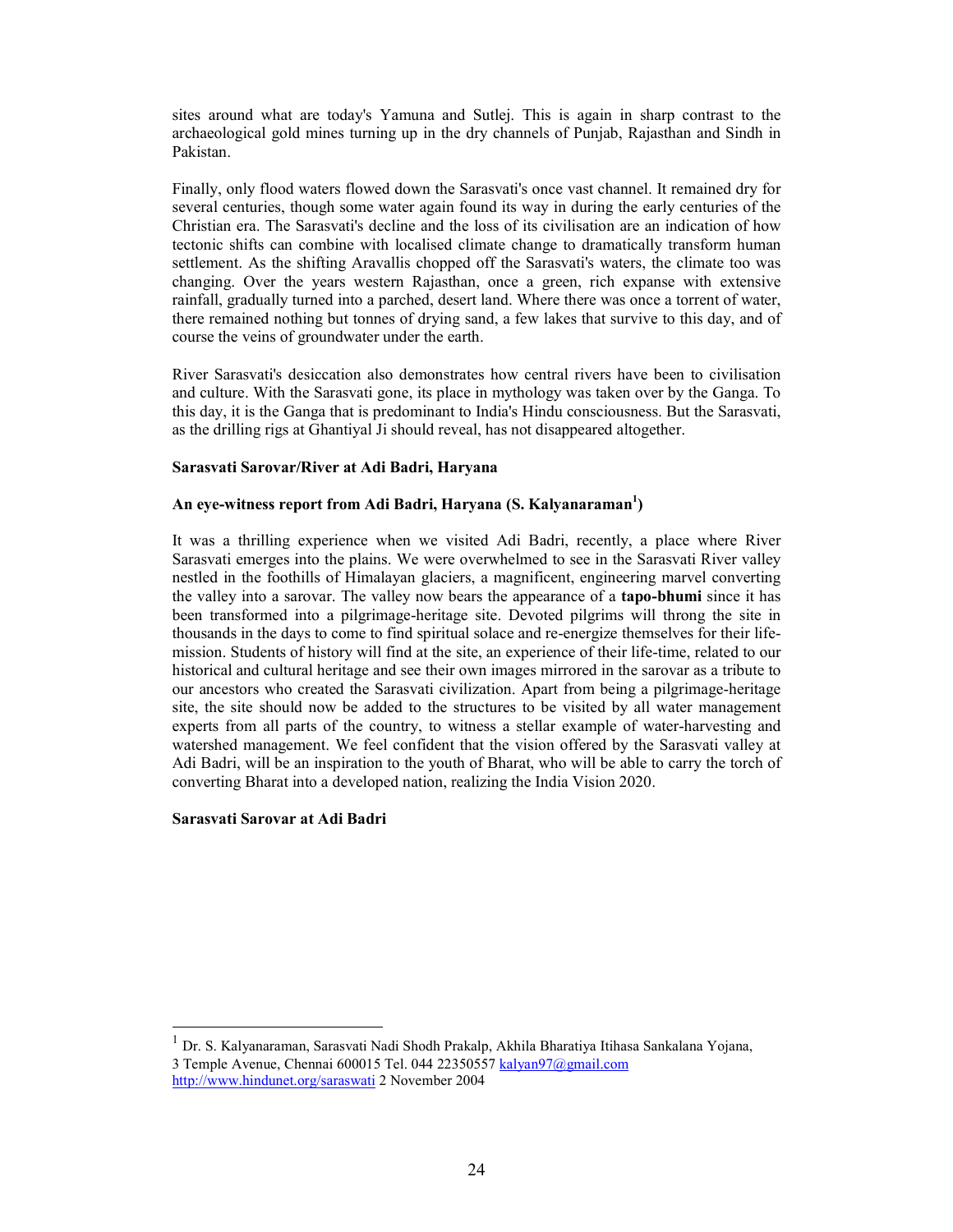sites around what are today's Yamuna and Sutlej. This is again in sharp contrast to the archaeological gold mines turning up in the dry channels of Punjab, Rajasthan and Sindh in Pakistan.

Finally, only flood waters flowed down the Sarasvati's once vast channel. It remained dry for several centuries, though some water again found its way in during the early centuries of the Christian era. The Sarasvati's decline and the loss of its civilisation are an indication of how tectonic shifts can combine with localised climate change to dramatically transform human settlement. As the shifting Aravallis chopped off the Sarasvati's waters, the climate too was changing. Over the years western Rajasthan, once a green, rich expanse with extensive rainfall, gradually turned into a parched, desert land. Where there was once a torrent of water, there remained nothing but tonnes of drying sand, a few lakes that survive to this day, and of course the veins of groundwater under the earth.

River Sarasvati's desiccation also demonstrates how central rivers have been to civilisation and culture. With the Sarasvati gone, its place in mythology was taken over by the Ganga. To this day, it is the Ganga that is predominant to India's Hindu consciousness. But the Sarasvati, as the drilling rigs at Ghantiyal Ji should reveal, has not disappeared altogether.

**Sarasvati Sarovar/River at Adi Badri, Haryana**

**An eye-witness report from Adi Badri, Haryana (S. Kalyanaraman[1])**

It was a thrilling experience when we visited Adi Badri, recently, a place where River Sarasvati emerges into the plains. We were overwhelmed to see in the Sarasvati River valley nestled in the foothills of Himalayan glaciers, a magnificent, engineering marvel converting the valley into a sarovar. The valley now bears the appearance of a **tapo-bhumi** since it has been transformed into a pilgrimage-heritage site. Devoted pilgrims will throng the site in thousands in the days to come to find spiritual solace and re-energize themselves for their life-mission. Students of history will find at the site, an experience of their life-time, related to our historical and cultural heritage and see their own images mirrored in the sarovar as a tribute to our ancestors who created the Sarasvati civilization. Apart from being a pilgrimage-heritage site, the site should now be added to the structures to be visited by all water management experts from all parts of the country, to witness a stellar example of water-harvesting and watershed management. We feel confident that the vision offered by the Sarasvati valley at Adi Badri, will be an inspiration to the youth of Bharat, who will be able to carry the torch of converting Bharat into a developed nation, realizing the India Vision 2020.

**Sarasvati Sarovar at Adi Badri**

---

[1] Dr. S. Kalyanaraman, Sarasvati Nadi Shodh Prakalp, Akhila Bharatiya Itihasa Sankalana Yojana, 3 Temple Avenue, Chennai 600015 Tel. 044 22350557 kalyan97@gmail.com http://www.hindunet.org/saraswati 2 November 2004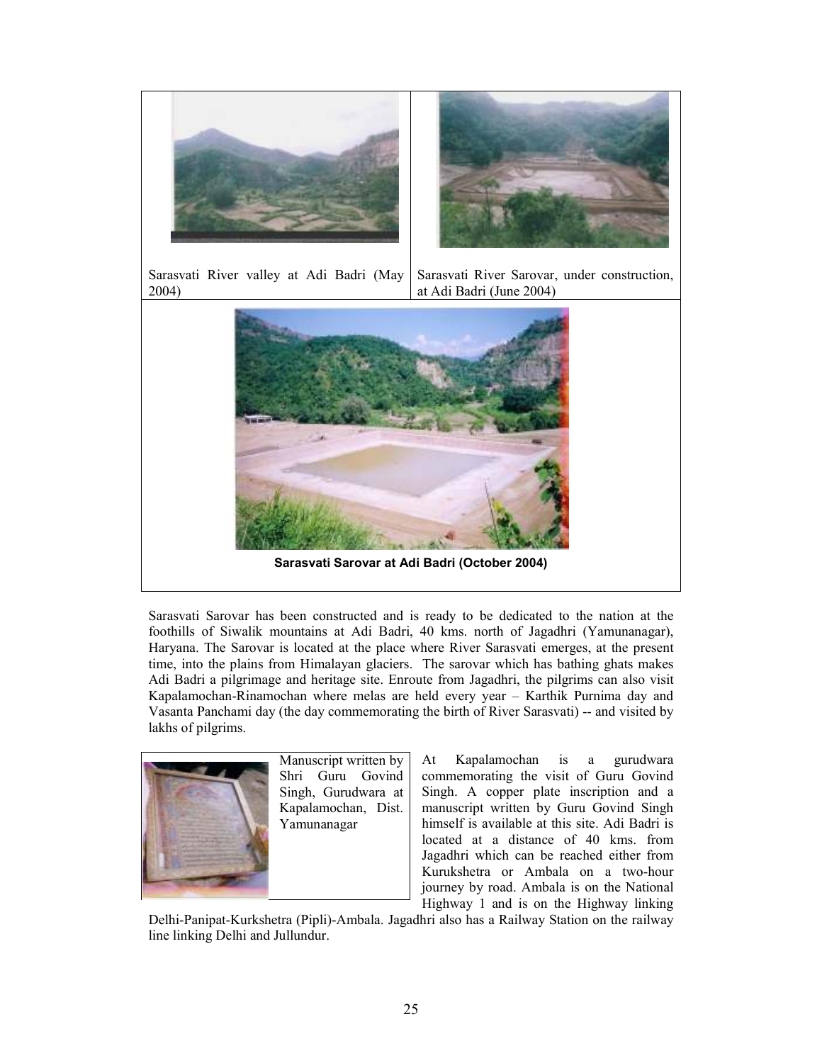Sarasvati River valley at Adi Badri (May 2004)

Sarasvati River Sarovar, under construction, at Adi Badri (June 2004)

**Sarasvati Sarovar at Adi Badri (October 2004)**

Sarasvati Sarovar has been constructed and is ready to be dedicated to the nation at the foothills of Siwalik mountains at Adi Badri, 40 kms. north of Jagadhri (Yamunanagar), Haryana. The Sarovar is located at the place where River Sarasvati emerges, at the present time, into the plains from Himalayan glaciers. The sarovar which has bathing ghats makes Adi Badri a pilgrimage and heritage site. Enroute from Jagadhri, the pilgrims can also visit Kapalamochan-Rinamochan where melas are held every year – Karthik Purnima day and Vasanta Panchami day (the day commemorating the birth of River Sarasvati) -- and visited by lakhs of pilgrims.

Manuscript written by Shri Guru Govind Singh, Gurudwara at Kapalamochan, Dist. Yamunanagar

At Kapalamochan is a gurudwara commemorating the visit of Guru Govind Singh. A copper plate inscription and a manuscript written by Guru Govind Singh himself is available at this site. Adi Badri is located at a distance of 40 kms. from Jagadhri which can be reached either from Kurukshetra or Ambala on a two-hour journey by road. Ambala is on the National Highway 1 and is on the Highway linking Delhi-Panipat-Kurkshetra (Pipli)-Ambala. Jagadhri also has a Railway Station on the railway line linking Delhi and Jullundur.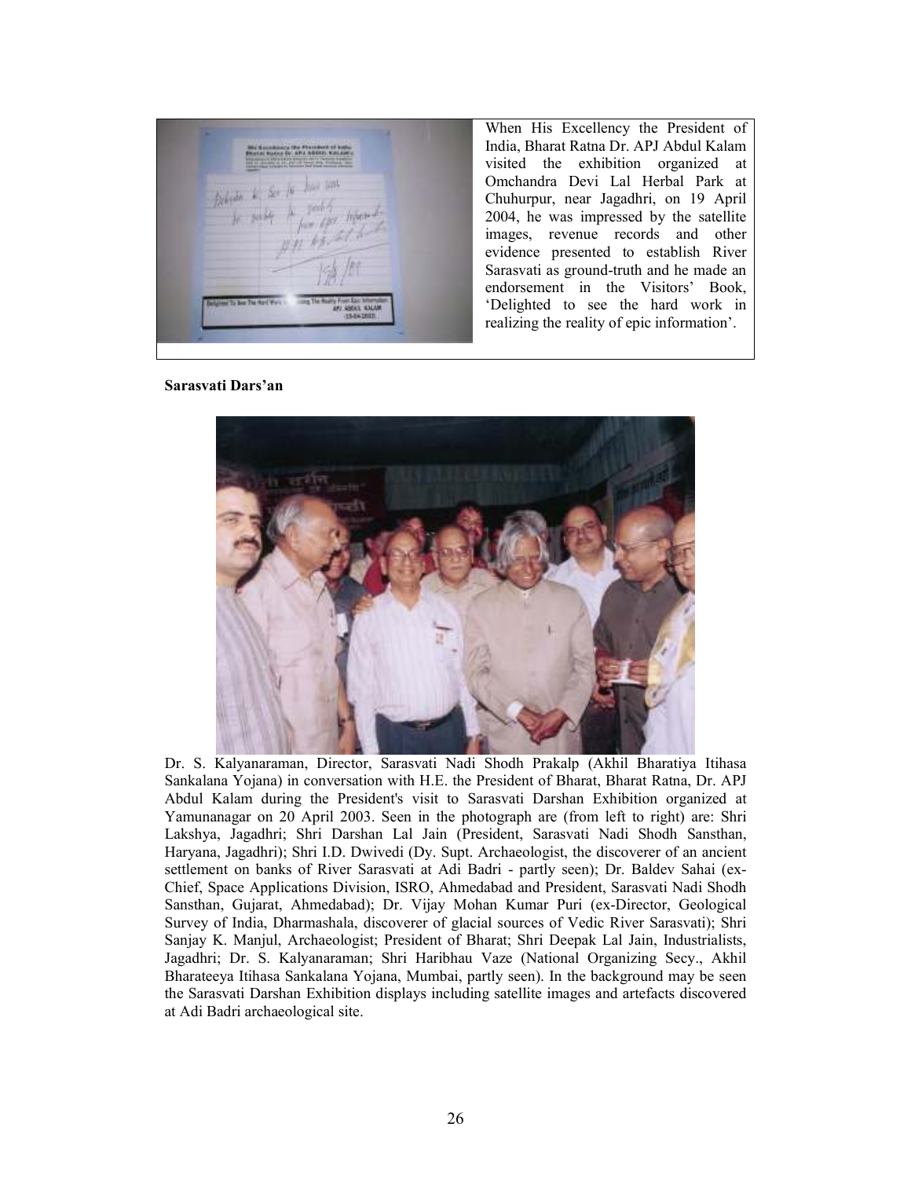When His Excellency the President of India, Bharat Ratna Dr. APJ Abdul Kalam visited the exhibition organized at Omchandra Devi Lal Herbal Park at Chuhurpur, near Jagadhri, on 19 April 2004, he was impressed by the satellite images, revenue records and other evidence presented to establish River Sarasvati as ground-truth and he made an endorsement in the Visitors' Book, 'Delighted to see the hard work in realizing the reality of epic information'.

**Sarasvati Dars'an**

Dr. S. Kalyanaraman, Director, Sarasvati Nadi Shodh Prakalp (Akhil Bharatiya Itihasa Sankalana Yojana) in conversation with H.E. the President of Bharat, Bharat Ratna, Dr. APJ Abdul Kalam during the President's visit to Sarasvati Darshan Exhibition organized at Yamunanagar on 20 April 2003. Seen in the photograph are (from left to right) are: Shri Lakshya, Jagadhri; Shri Darshan Lal Jain (President, Sarasvati Nadi Shodh Sansthan, Haryana, Jagadhri); Shri I.D. Dwivedi (Dy. Supt. Archaeologist, the discoverer of an ancient settlement on banks of River Sarasvati at Adi Badri - partly seen); Dr. Baldev Sahai (ex-Chief, Space Applications Division, ISRO, Ahmedabad and President, Sarasvati Nadi Shodh Sansthan, Gujarat, Ahmedabad); Dr. Vijay Mohan Kumar Puri (ex-Director, Geological Survey of India, Dharmashala, discoverer of glacial sources of Vedic River Sarasvati); Shri Sanjay K. Manjul, Archaeologist; President of Bharat; Shri Deepak Lal Jain, Industrialists, Jagadhri; Dr. S. Kalyanaraman; Shri Haribhau Vaze (National Organizing Secy., Akhil Bharateeya Itihasa Sankalana Yojana, Mumbai, partly seen). In the background may be seen the Sarasvati Darshan Exhibition displays including satellite images and artefacts discovered at Adi Badri archaeological site.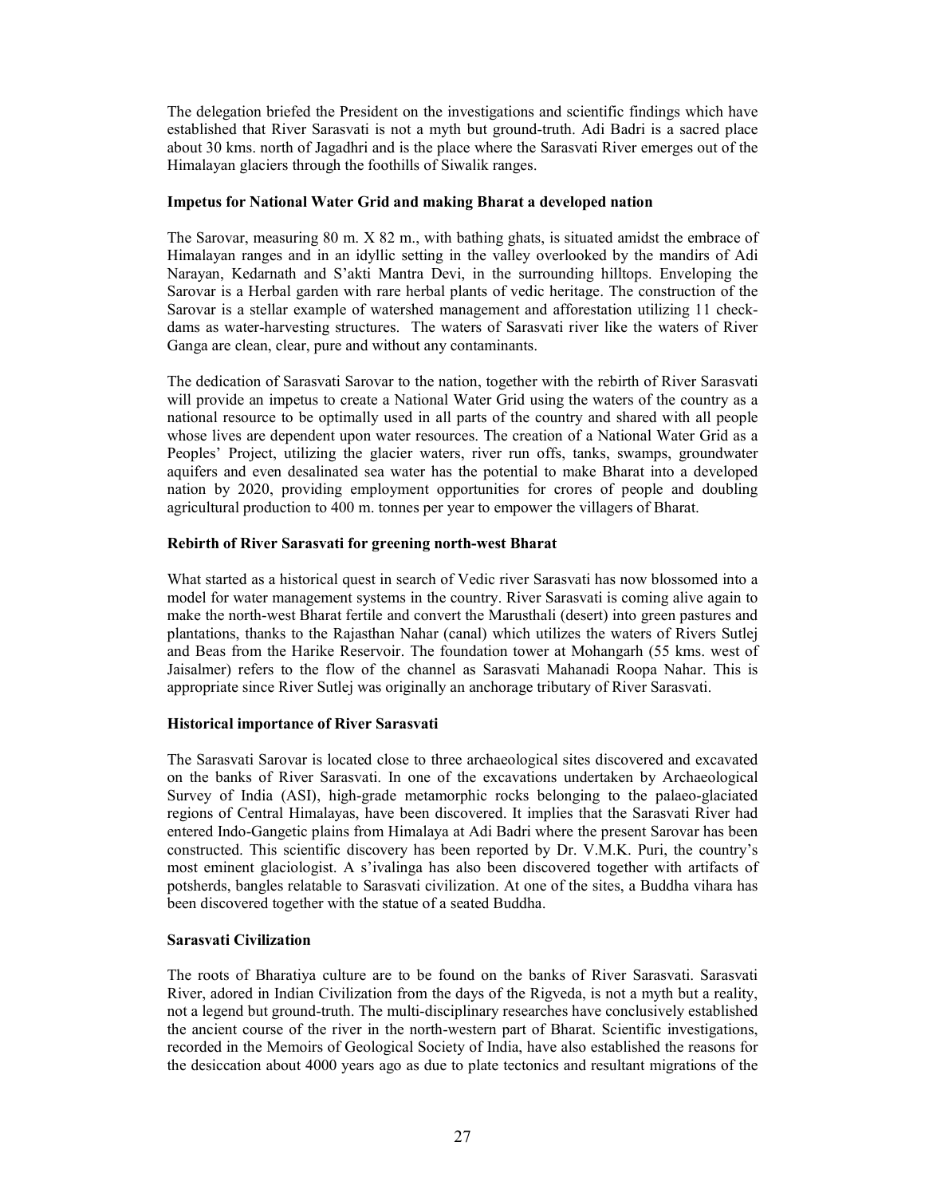The delegation briefed the President on the investigations and scientific findings which have established that River Sarasvati is not a myth but ground-truth. Adi Badri is a sacred place about 30 kms. north of Jagadhri and is the place where the Sarasvati River emerges out of the Himalayan glaciers through the foothills of Siwalik ranges.

**Impetus for National Water Grid and making Bharat a developed nation**

The Sarovar, measuring 80 m. X 82 m., with bathing ghats, is situated amidst the embrace of Himalayan ranges and in an idyllic setting in the valley overlooked by the mandirs of Adi Narayan, Kedarnath and S'akti Mantra Devi, in the surrounding hilltops. Enveloping the Sarovar is a Herbal garden with rare herbal plants of vedic heritage. The construction of the Sarovar is a stellar example of watershed management and afforestation utilizing 11 check-dams as water-harvesting structures. The waters of Sarasvati river like the waters of River Ganga are clean, clear, pure and without any contaminants.

The dedication of Sarasvati Sarovar to the nation, together with the rebirth of River Sarasvati will provide an impetus to create a National Water Grid using the waters of the country as a national resource to be optimally used in all parts of the country and shared with all people whose lives are dependent upon water resources. The creation of a National Water Grid as a Peoples' Project, utilizing the glacier waters, river run offs, tanks, swamps, groundwater aquifers and even desalinated sea water has the potential to make Bharat into a developed nation by 2020, providing employment opportunities for crores of people and doubling agricultural production to 400 m. tonnes per year to empower the villagers of Bharat.

**Rebirth of River Sarasvati for greening north-west Bharat**

What started as a historical quest in search of Vedic river Sarasvati has now blossomed into a model for water management systems in the country. River Sarasvati is coming alive again to make the north-west Bharat fertile and convert the Marusthali (desert) into green pastures and plantations, thanks to the Rajasthan Nahar (canal) which utilizes the waters of Rivers Sutlej and Beas from the Harike Reservoir. The foundation tower at Mohangarh (55 kms. west of Jaisalmer) refers to the flow of the channel as Sarasvati Mahanadi Roopa Nahar. This is appropriate since River Sutlej was originally an anchorage tributary of River Sarasvati.

**Historical importance of River Sarasvati**

The Sarasvati Sarovar is located close to three archaeological sites discovered and excavated on the banks of River Sarasvati. In one of the excavations undertaken by Archaeological Survey of India (ASI), high-grade metamorphic rocks belonging to the palaeo-glaciated regions of Central Himalayas, have been discovered. It implies that the Sarasvati River had entered Indo-Gangetic plains from Himalaya at Adi Badri where the present Sarovar has been constructed. This scientific discovery has been reported by Dr. V.M.K. Puri, the country's most eminent glaciologist. A s'ivalinga has also been discovered together with artifacts of potsherds, bangles relatable to Sarasvati civilization. At one of the sites, a Buddha vihara has been discovered together with the statue of a seated Buddha.

**Sarasvati Civilization**

The roots of Bharatiya culture are to be found on the banks of River Sarasvati. Sarasvati River, adored in Indian Civilization from the days of the Rigveda, is not a myth but a reality, not a legend but ground-truth. The multi-disciplinary researches have conclusively established the ancient course of the river in the north-western part of Bharat. Scientific investigations, recorded in the Memoirs of Geological Society of India, have also established the reasons for the desiccation about 4000 years ago as due to plate tectonics and resultant migrations of the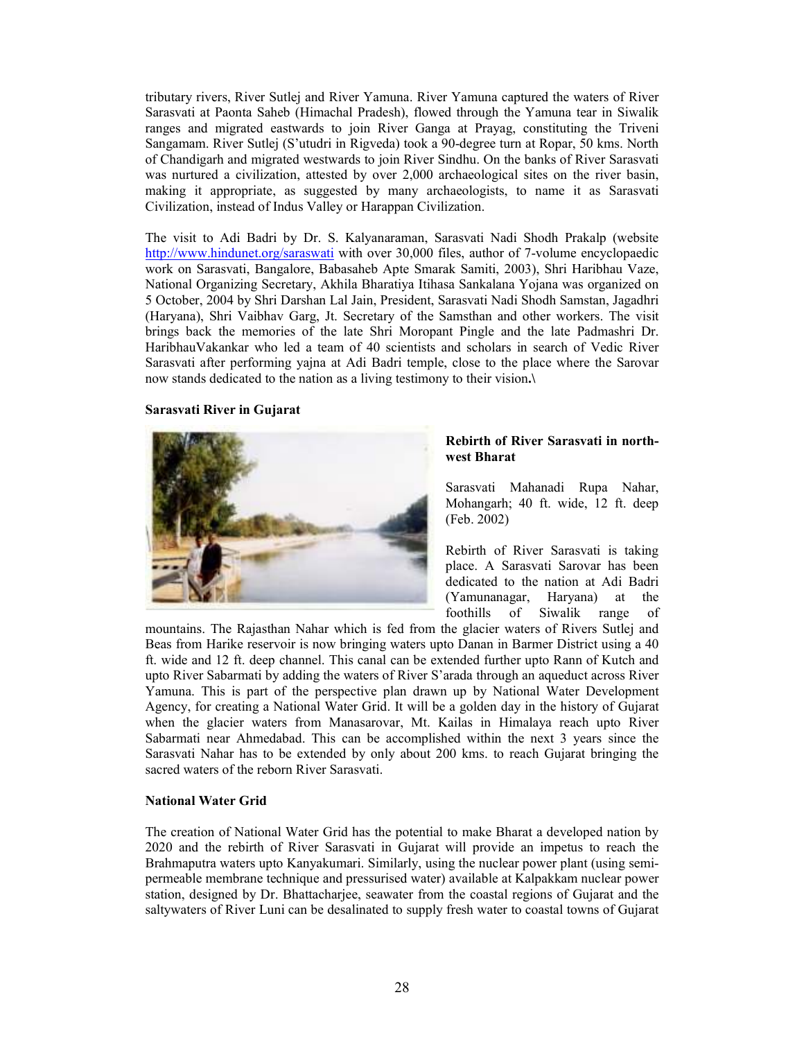tributary rivers, River Sutlej and River Yamuna. River Yamuna captured the waters of River Sarasvati at Paonta Saheb (Himachal Pradesh), flowed through the Yamuna tear in Siwalik ranges and migrated eastwards to join River Ganga at Prayag, constituting the Triveni Sangamam. River Sutlej (S'utudri in Rigveda) took a 90-degree turn at Ropar, 50 kms. North of Chandigarh and migrated westwards to join River Sindhu. On the banks of River Sarasvati was nurtured a civilization, attested by over 2,000 archaeological sites on the river basin, making it appropriate, as suggested by many archaeologists, to name it as Sarasvati Civilization, instead of Indus Valley or Harappan Civilization.

The visit to Adi Badri by Dr. S. Kalyanaraman, Sarasvati Nadi Shodh Prakalp (website http://www.hindunet.org/saraswati with over 30,000 files, author of 7-volume encyclopaedic work on Sarasvati, Bangalore, Babasaheb Apte Smarak Samiti, 2003), Shri Haribhau Vaze, National Organizing Secretary, Akhila Bharatiya Itihasa Sankalana Yojana was organized on 5 October, 2004 by Shri Darshan Lal Jain, President, Sarasvati Nadi Shodh Samstan, Jagadhri (Haryana), Shri Vaibhav Garg, Jt. Secretary of the Samsthan and other workers. The visit brings back the memories of the late Shri Moropant Pingle and the late Padmashri Dr. HaribhauVakankar who led a team of 40 scientists and scholars in search of Vedic River Sarasvati after performing yajna at Adi Badri temple, close to the place where the Sarovar now stands dedicated to the nation as a living testimony to their vision.\

**Sarasvati River in Gujarat**

**Rebirth of River Sarasvati in north-west Bharat**

Sarasvati Mahanadi Rupa Nahar, Mohangarh; 40 ft. wide, 12 ft. deep (Feb. 2002)

Rebirth of River Sarasvati is taking place. A Sarasvati Sarovar has been dedicated to the nation at Adi Badri (Yamunanagar, Haryana) at the foothills of Siwalik range of mountains. The Rajasthan Nahar which is fed from the glacier waters of Rivers Sutlej and Beas from Harike reservoir is now bringing waters upto Danan in Barmer District using a 40 ft. wide and 12 ft. deep channel. This canal can be extended further upto Rann of Kutch and upto River Sabarmati by adding the waters of River S'arada through an aqueduct across River Yamuna. This is part of the perspective plan drawn up by National Water Development Agency, for creating a National Water Grid. It will be a golden day in the history of Gujarat when the glacier waters from Manasarovar, Mt. Kailas in Himalaya reach upto River Sabarmati near Ahmedabad. This can be accomplished within the next 3 years since the Sarasvati Nahar has to be extended by only about 200 kms. to reach Gujarat bringing the sacred waters of the reborn River Sarasvati.

**National Water Grid**

The creation of National Water Grid has the potential to make Bharat a developed nation by 2020 and the rebirth of River Sarasvati in Gujarat will provide an impetus to reach the Brahmaputra waters upto Kanyakumari. Similarly, using the nuclear power plant (using semi-permeable membrane technique and pressurised water) available at Kalpakkam nuclear power station, designed by Dr. Bhattacharjee, seawater from the coastal regions of Gujarat and the saltywaters of River Luni can be desalinated to supply fresh water to coastal towns of Gujarat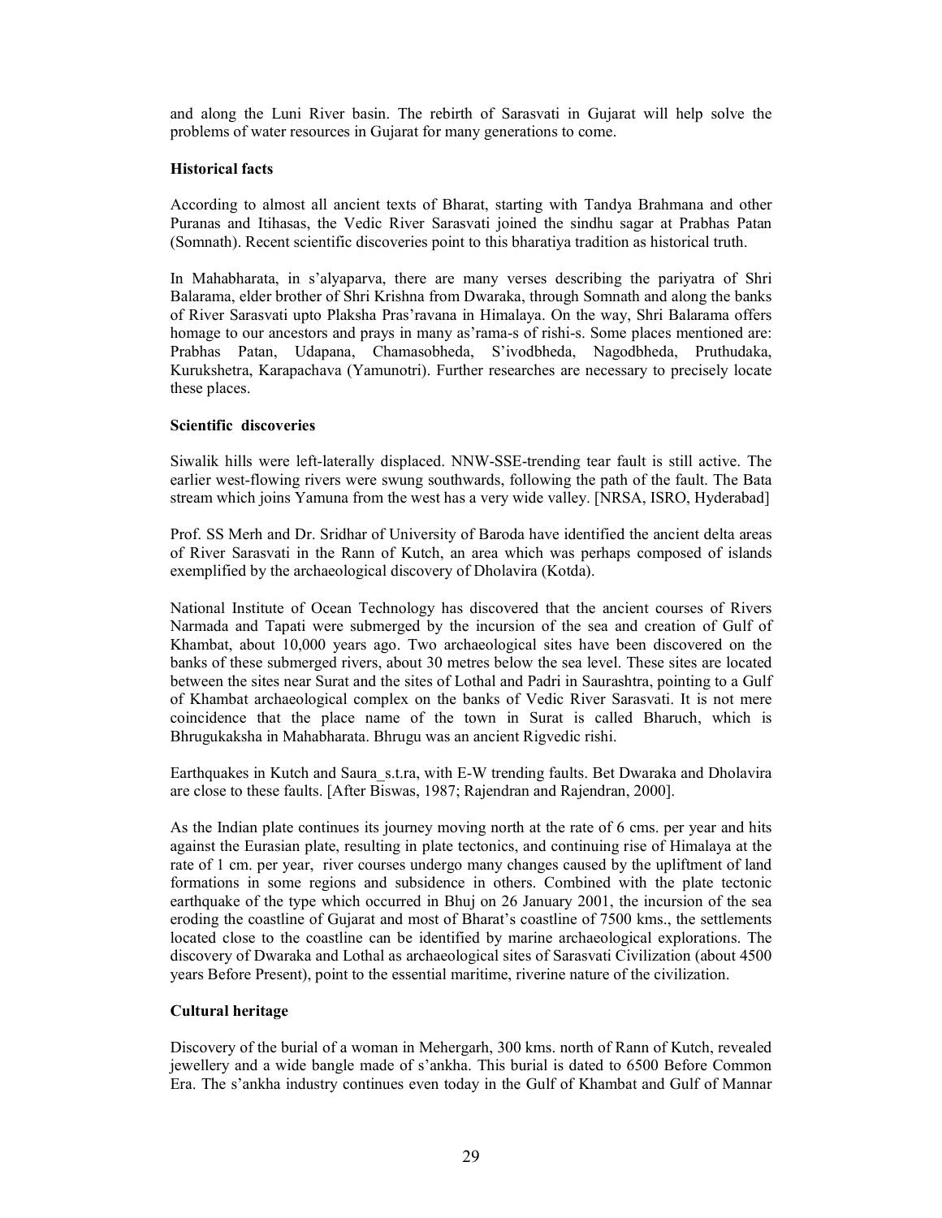and along the Luni River basin. The rebirth of Sarasvati in Gujarat will help solve the problems of water resources in Gujarat for many generations to come.

**Historical facts**

According to almost all ancient texts of Bharat, starting with Tandya Brahmana and other Puranas and Itihasas, the Vedic River Sarasvati joined the sindhu sagar at Prabhas Patan (Somnath). Recent scientific discoveries point to this bharatiya tradition as historical truth.

In Mahabharata, in s'alyaparva, there are many verses describing the pariyatra of Shri Balarama, elder brother of Shri Krishna from Dwaraka, through Somnath and along the banks of River Sarasvati upto Plaksha Pras'ravana in Himalaya. On the way, Shri Balarama offers homage to our ancestors and prays in many as'rama-s of rishi-s. Some places mentioned are: Prabhas Patan, Udapana, Chamasobheda, S'ivodbheda, Nagodbheda, Pruthudaka, Kurukshetra, Karapachava (Yamunotri). Further researches are necessary to precisely locate these places.

**Scientific discoveries**

Siwalik hills were left-laterally displaced. NNW-SSE-trending tear fault is still active. The earlier west-flowing rivers were swung southwards, following the path of the fault. The Bata stream which joins Yamuna from the west has a very wide valley. [NRSA, ISRO, Hyderabad]

Prof. SS Merh and Dr. Sridhar of University of Baroda have identified the ancient delta areas of River Sarasvati in the Rann of Kutch, an area which was perhaps composed of islands exemplified by the archaeological discovery of Dholavira (Kotda).

National Institute of Ocean Technology has discovered that the ancient courses of Rivers Narmada and Tapati were submerged by the incursion of the sea and creation of Gulf of Khambat, about 10,000 years ago. Two archaeological sites have been discovered on the banks of these submerged rivers, about 30 metres below the sea level. These sites are located between the sites near Surat and the sites of Lothal and Padri in Saurashtra, pointing to a Gulf of Khambat archaeological complex on the banks of Vedic River Sarasvati. It is not mere coincidence that the place name of the town in Surat is called Bharuch, which is Bhrugukaksha in Mahabharata. Bhrugu was an ancient Rigvedic rishi.

Earthquakes in Kutch and Saura_s.t.ra, with E-W trending faults. Bet Dwaraka and Dholavira are close to these faults. [After Biswas, 1987; Rajendran and Rajendran, 2000].

As the Indian plate continues its journey moving north at the rate of 6 cms. per year and hits against the Eurasian plate, resulting in plate tectonics, and continuing rise of Himalaya at the rate of 1 cm. per year, river courses undergo many changes caused by the upliftment of land formations in some regions and subsidence in others. Combined with the plate tectonic earthquake of the type which occurred in Bhuj on 26 January 2001, the incursion of the sea eroding the coastline of Gujarat and most of Bharat's coastline of 7500 kms., the settlements located close to the coastline can be identified by marine archaeological explorations. The discovery of Dwaraka and Lothal as archaeological sites of Sarasvati Civilization (about 4500 years Before Present), point to the essential maritime, riverine nature of the civilization.

**Cultural heritage**

Discovery of the burial of a woman in Mehergarh, 300 kms. north of Rann of Kutch, revealed jewellery and a wide bangle made of s'ankha. This burial is dated to 6500 Before Common Era. The s'ankha industry continues even today in the Gulf of Khambat and Gulf of Mannar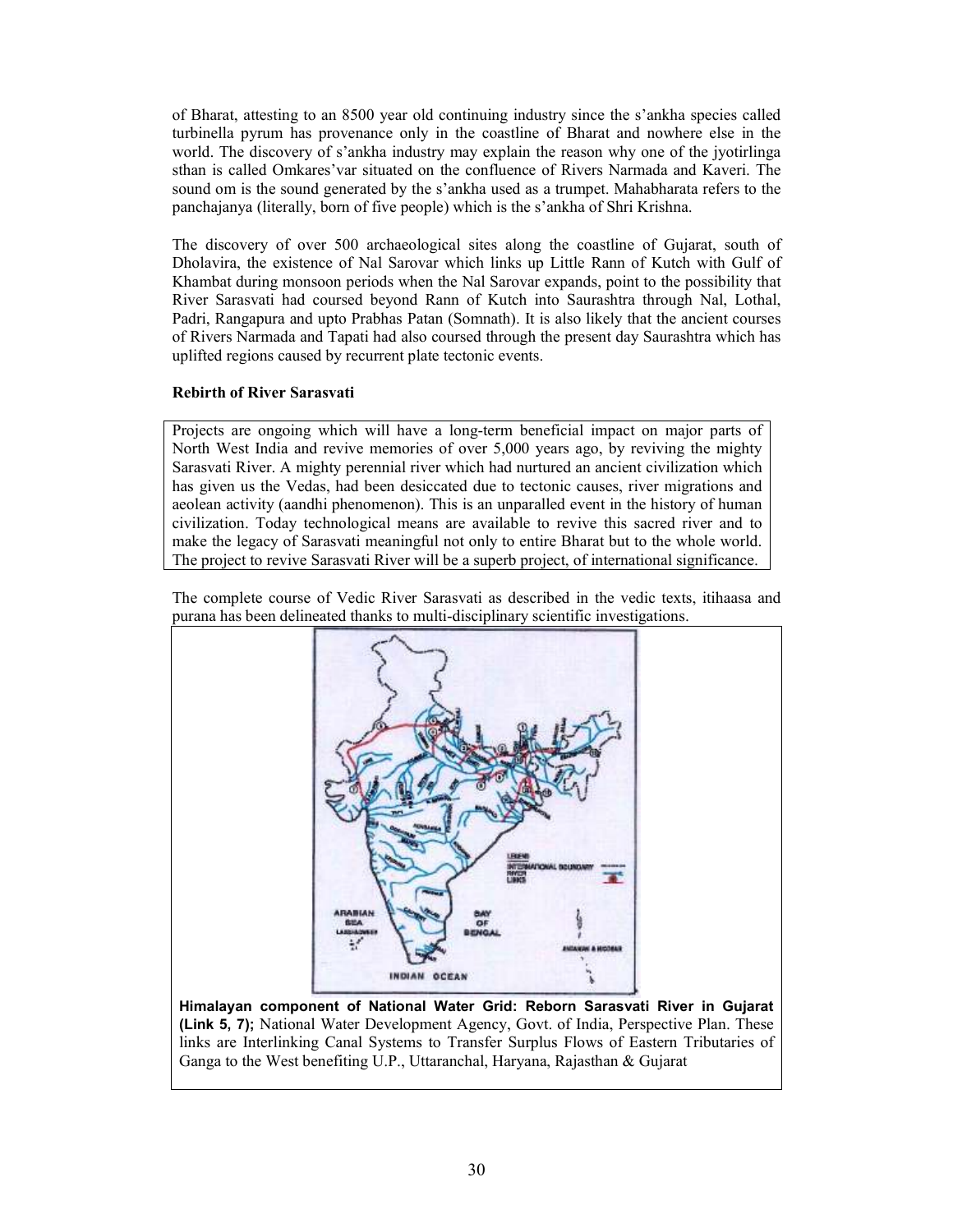of Bharat, attesting to an 8500 year old continuing industry since the s'ankha species called turbinella pyrum has provenance only in the coastline of Bharat and nowhere else in the world. The discovery of s'ankha industry may explain the reason why one of the jyotirlinga sthan is called Omkares'var situated on the confluence of Rivers Narmada and Kaveri. The sound om is the sound generated by the s'ankha used as a trumpet. Mahabharata refers to the panchajanya (literally, born of five people) which is the s'ankha of Shri Krishna.

The discovery of over 500 archaeological sites along the coastline of Gujarat, south of Dholavira, the existence of Nal Sarovar which links up Little Rann of Kutch with Gulf of Khambat during monsoon periods when the Nal Sarovar expands, point to the possibility that River Sarasvati had coursed beyond Rann of Kutch into Saurashtra through Nal, Lothal, Padri, Rangapura and upto Prabhas Patan (Somnath). It is also likely that the ancient courses of Rivers Narmada and Tapati had also coursed through the present day Saurashtra which has uplifted regions caused by recurrent plate tectonic events.

**Rebirth of River Sarasvati**

Projects are ongoing which will have a long-term beneficial impact on major parts of North West India and revive memories of over 5,000 years ago, by reviving the mighty Sarasvati River. A mighty perennial river which had nurtured an ancient civilization which has given us the Vedas, had been desiccated due to tectonic causes, river migrations and aeolean activity (aandhi phenomenon). This is an unparalled event in the history of human civilization. Today technological means are available to revive this sacred river and to make the legacy of Sarasvati meaningful not only to entire Bharat but to the whole world. The project to revive Sarasvati River will be a superb project, of international significance.

The complete course of Vedic River Sarasvati as described in the vedic texts, itihaasa and purana has been delineated thanks to multi-disciplinary scientific investigations.

**Himalayan component of National Water Grid: Reborn Sarasvati River in Gujarat (Link 5, 7);** National Water Development Agency, Govt. of India, Perspective Plan. These links are Interlinking Canal Systems to Transfer Surplus Flows of Eastern Tributaries of Ganga to the West benefiting U.P., Uttaranchal, Haryana, Rajasthan & Gujarat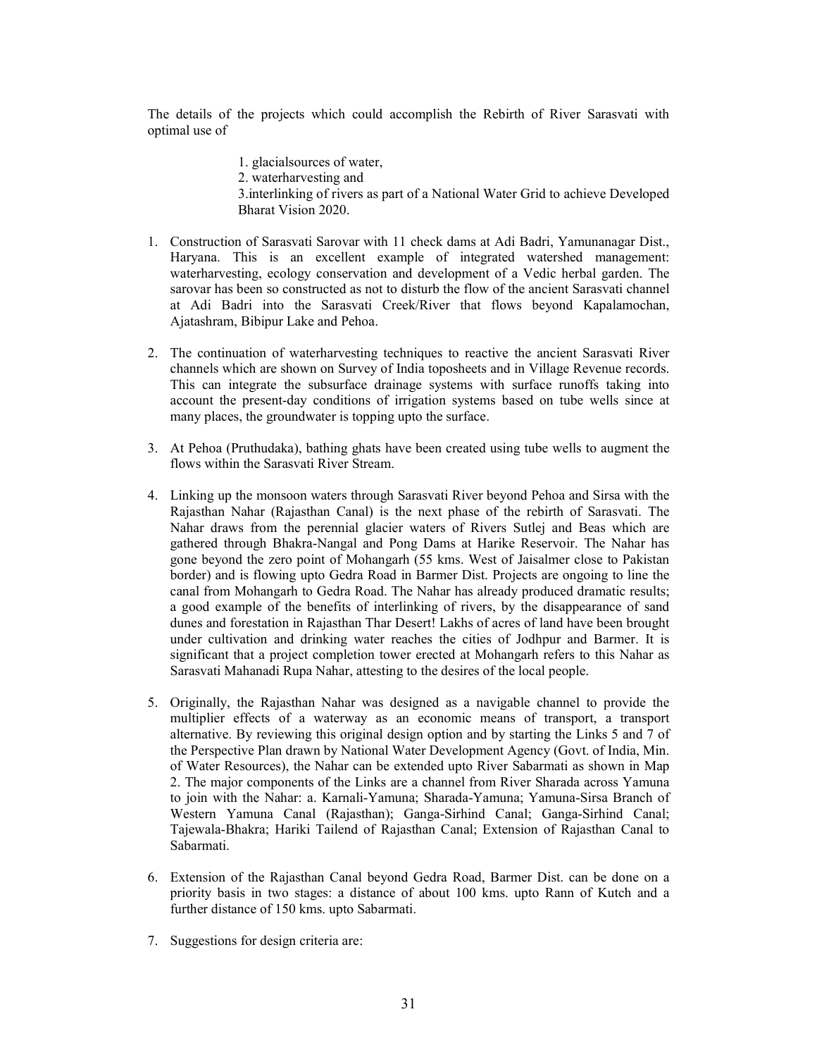The details of the projects which could accomplish the Rebirth of River Sarasvati with optimal use of

> 1. glacialsources of water,
> 2. waterharvesting and
> 3.interlinking of rivers as part of a National Water Grid to achieve Developed Bharat Vision 2020.

1. Construction of Sarasvati Sarovar with 11 check dams at Adi Badri, Yamunanagar Dist., Haryana. This is an excellent example of integrated watershed management: waterharvesting, ecology conservation and development of a Vedic herbal garden. The sarovar has been so constructed as not to disturb the flow of the ancient Sarasvati channel at Adi Badri into the Sarasvati Creek/River that flows beyond Kapalamochan, Ajatashram, Bibipur Lake and Pehoa.

2. The continuation of waterharvesting techniques to reactive the ancient Sarasvati River channels which are shown on Survey of India toposheets and in Village Revenue records. This can integrate the subsurface drainage systems with surface runoffs taking into account the present-day conditions of irrigation systems based on tube wells since at many places, the groundwater is topping upto the surface.

3. At Pehoa (Pruthudaka), bathing ghats have been created using tube wells to augment the flows within the Sarasvati River Stream.

4. Linking up the monsoon waters through Sarasvati River beyond Pehoa and Sirsa with the Rajasthan Nahar (Rajasthan Canal) is the next phase of the rebirth of Sarasvati. The Nahar draws from the perennial glacier waters of Rivers Sutlej and Beas which are gathered through Bhakra-Nangal and Pong Dams at Harike Reservoir. The Nahar has gone beyond the zero point of Mohangarh (55 kms. West of Jaisalmer close to Pakistan border) and is flowing upto Gedra Road in Barmer Dist. Projects are ongoing to line the canal from Mohangarh to Gedra Road. The Nahar has already produced dramatic results; a good example of the benefits of interlinking of rivers, by the disappearance of sand dunes and forestation in Rajasthan Thar Desert! Lakhs of acres of land have been brought under cultivation and drinking water reaches the cities of Jodhpur and Barmer. It is significant that a project completion tower erected at Mohangarh refers to this Nahar as Sarasvati Mahanadi Rupa Nahar, attesting to the desires of the local people.

5. Originally, the Rajasthan Nahar was designed as a navigable channel to provide the multiplier effects of a waterway as an economic means of transport, a transport alternative. By reviewing this original design option and by starting the Links 5 and 7 of the Perspective Plan drawn by National Water Development Agency (Govt. of India, Min. of Water Resources), the Nahar can be extended upto River Sabarmati as shown in Map 2. The major components of the Links are a channel from River Sharada across Yamuna to join with the Nahar: a. Karnali-Yamuna; Sharada-Yamuna; Yamuna-Sirsa Branch of Western Yamuna Canal (Rajasthan); Ganga-Sirhind Canal; Ganga-Sirhind Canal; Tajewala-Bhakra; Hariki Tailend of Rajasthan Canal; Extension of Rajasthan Canal to Sabarmati.

6. Extension of the Rajasthan Canal beyond Gedra Road, Barmer Dist. can be done on a priority basis in two stages: a distance of about 100 kms. upto Rann of Kutch and a further distance of 150 kms. upto Sabarmati.

7. Suggestions for design criteria are: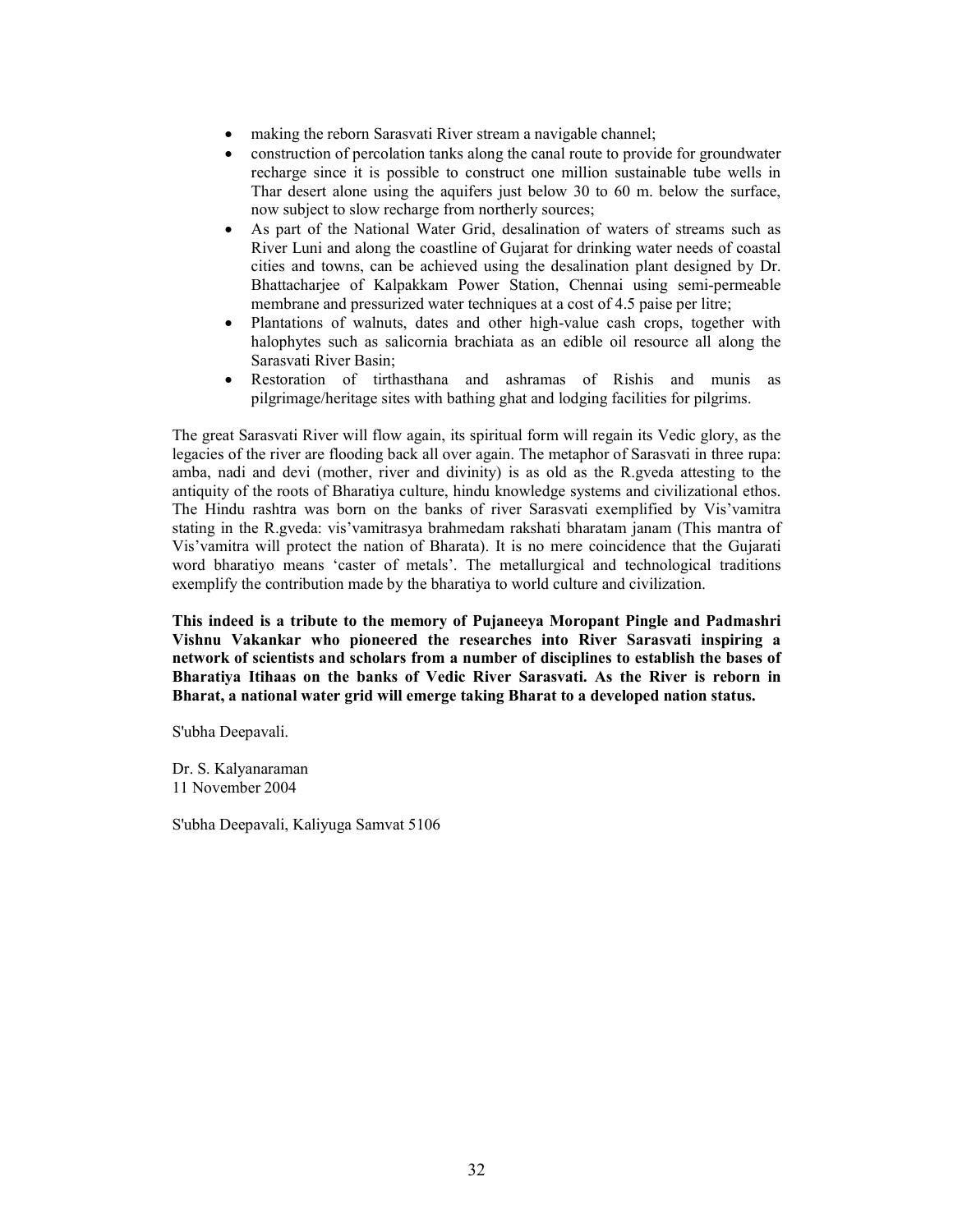- making the reborn Sarasvati River stream a navigable channel;
- construction of percolation tanks along the canal route to provide for groundwater recharge since it is possible to construct one million sustainable tube wells in Thar desert alone using the aquifers just below 30 to 60 m. below the surface, now subject to slow recharge from northerly sources;
- As part of the National Water Grid, desalination of waters of streams such as River Luni and along the coastline of Gujarat for drinking water needs of coastal cities and towns, can be achieved using the desalination plant designed by Dr. Bhattacharjee of Kalpakkam Power Station, Chennai using semi-permeable membrane and pressurized water techniques at a cost of 4.5 paise per litre;
- Plantations of walnuts, dates and other high-value cash crops, together with halophytes such as salicornia brachiata as an edible oil resource all along the Sarasvati River Basin;
- Restoration of tirthasthana and ashramas of Rishis and munis as pilgrimage/heritage sites with bathing ghat and lodging facilities for pilgrims.

The great Sarasvati River will flow again, its spiritual form will regain its Vedic glory, as the legacies of the river are flooding back all over again. The metaphor of Sarasvati in three rupa: amba, nadi and devi (mother, river and divinity) is as old as the R.gveda attesting to the antiquity of the roots of Bharatiya culture, hindu knowledge systems and civilizational ethos. The Hindu rashtra was born on the banks of river Sarasvati exemplified by Vis'vamitra stating in the R.gveda: vis'vamitrasya brahmedam rakshati bharatam janam (This mantra of Vis'vamitra will protect the nation of Bharata). It is no mere coincidence that the Gujarati word bharatiyo means 'caster of metals'. The metallurgical and technological traditions exemplify the contribution made by the bharatiya to world culture and civilization.

**This indeed is a tribute to the memory of Pujaneeya Moropant Pingle and Padmashri Vishnu Vakankar who pioneered the researches into River Sarasvati inspiring a network of scientists and scholars from a number of disciplines to establish the bases of Bharatiya Itihaas on the banks of Vedic River Sarasvati. As the River is reborn in Bharat, a national water grid will emerge taking Bharat to a developed nation status.**

S'ubha Deepavali.

Dr. S. Kalyanaraman
11 November 2004

S'ubha Deepavali, Kaliyuga Samvat 5106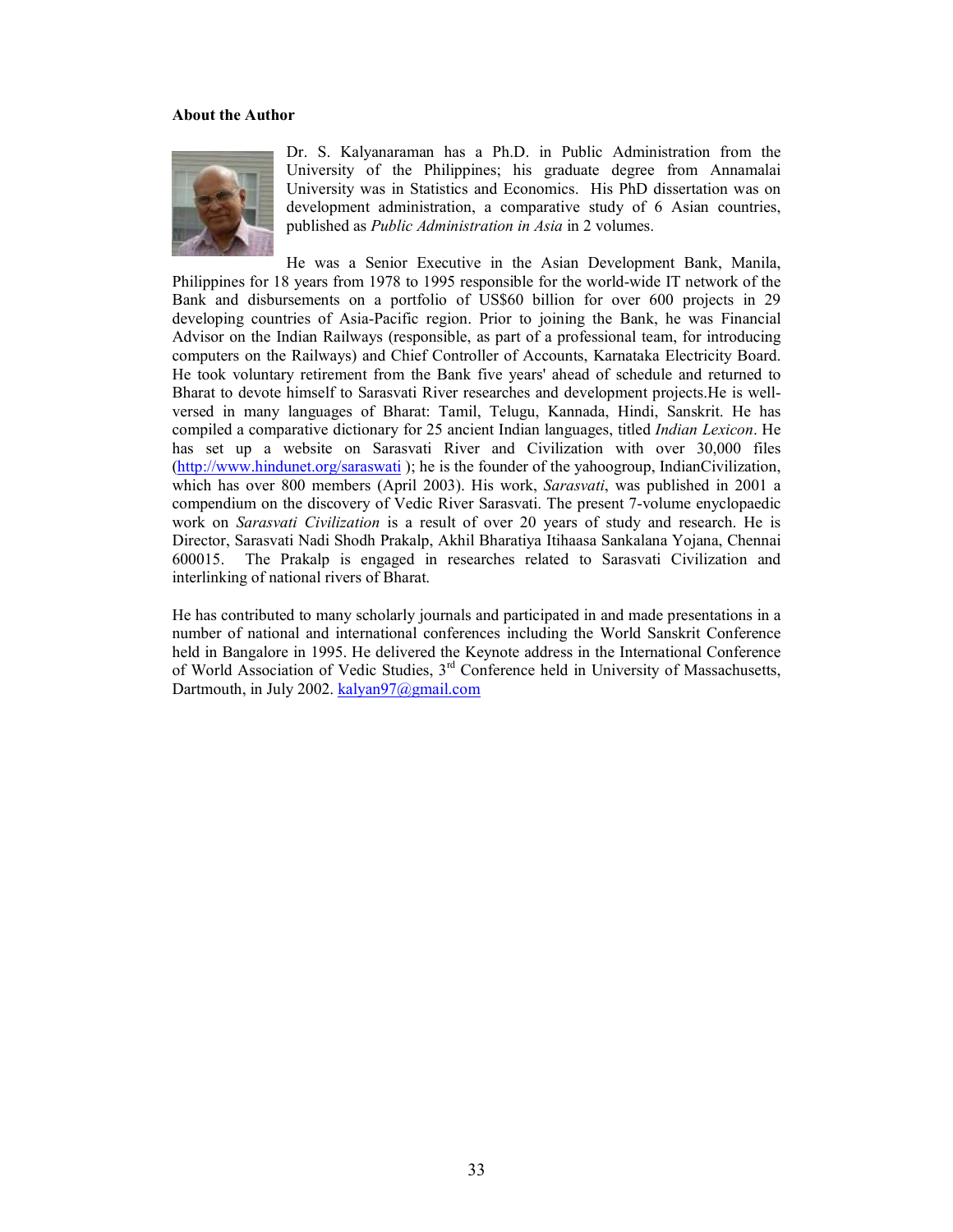**About the Author**

Dr. S. Kalyanaraman has a Ph.D. in Public Administration from the University of the Philippines; his graduate degree from Annamalai University was in Statistics and Economics. His PhD dissertation was on development administration, a comparative study of 6 Asian countries, published as *Public Administration in Asia* in 2 volumes.

He was a Senior Executive in the Asian Development Bank, Manila, Philippines for 18 years from 1978 to 1995 responsible for the world-wide IT network of the Bank and disbursements on a portfolio of US$60 billion for over 600 projects in 29 developing countries of Asia-Pacific region. Prior to joining the Bank, he was Financial Advisor on the Indian Railways (responsible, as part of a professional team, for introducing computers on the Railways) and Chief Controller of Accounts, Karnataka Electricity Board. He took voluntary retirement from the Bank five years' ahead of schedule and returned to Bharat to devote himself to Sarasvati River researches and development projects.He is well-versed in many languages of Bharat: Tamil, Telugu, Kannada, Hindi, Sanskrit. He has compiled a comparative dictionary for 25 ancient Indian languages, titled *Indian Lexicon*. He has set up a website on Sarasvati River and Civilization with over 30,000 files (http://www.hindunet.org/saraswati ); he is the founder of the yahoogroup, IndianCivilization, which has over 800 members (April 2003). His work, *Sarasvati*, was published in 2001 a compendium on the discovery of Vedic River Sarasvati. The present 7-volume enyclopaedic work on *Sarasvati Civilization* is a result of over 20 years of study and research. He is Director, Sarasvati Nadi Shodh Prakalp, Akhil Bharatiya Itihaasa Sankalana Yojana, Chennai 600015. The Prakalp is engaged in researches related to Sarasvati Civilization and interlinking of national rivers of Bharat.

He has contributed to many scholarly journals and participated in and made presentations in a number of national and international conferences including the World Sanskrit Conference held in Bangalore in 1995. He delivered the Keynote address in the International Conference of World Association of Vedic Studies, 3rd Conference held in University of Massachusetts, Dartmouth, in July 2002. kalyan97@gmail.com